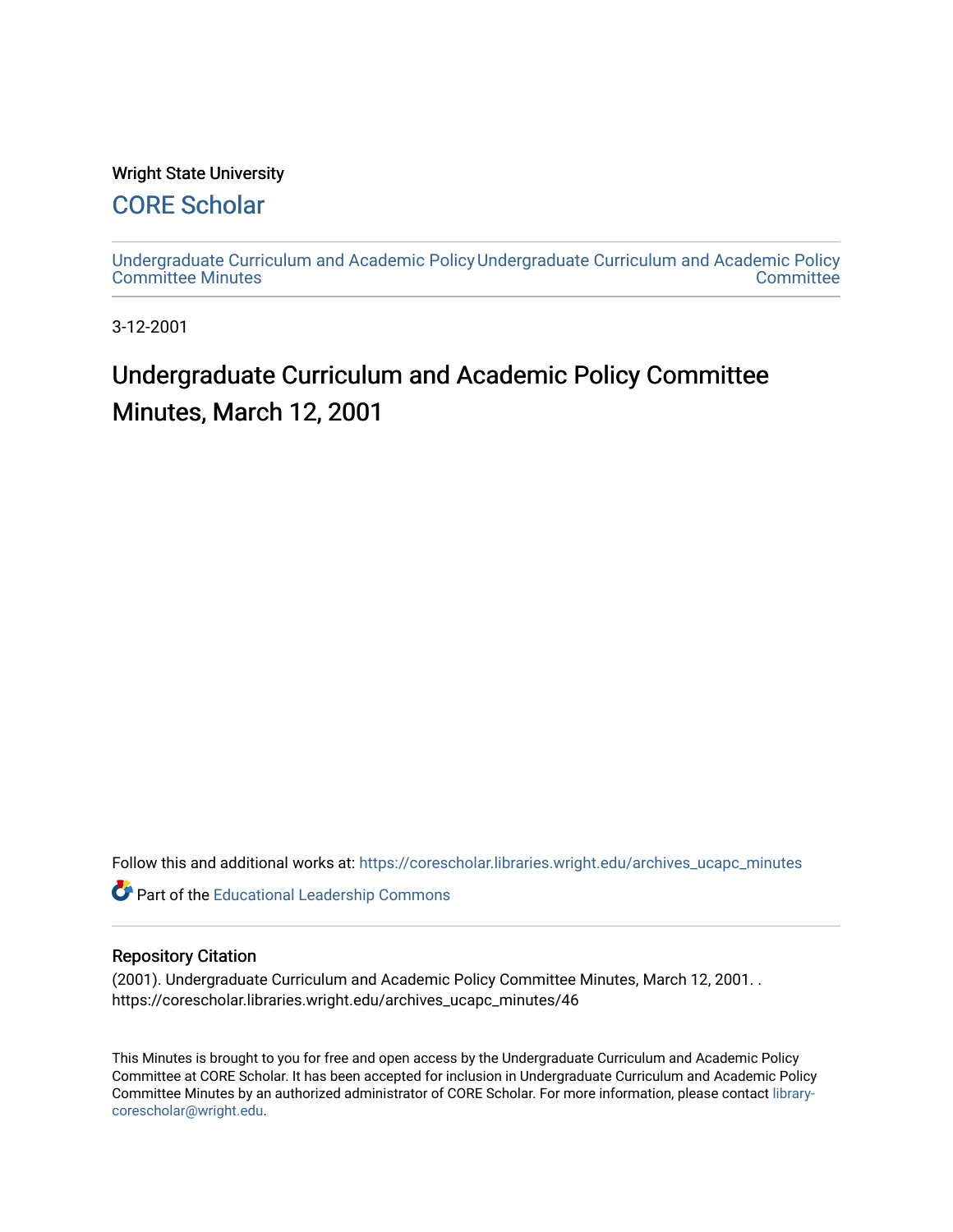Wright State University

## CORE Scholar

Undergraduate Curriculum and Academic Policy Committee Minutes

Undergraduate Curriculum and Academic Policy Committee

3-12-2001

# Undergraduate Curriculum and Academic Policy Committee Minutes, March 12, 2001

Follow this and additional works at: https://corescholar.libraries.wright.edu/archives_ucapc_minutes

Part of the Educational Leadership Commons

### Repository Citation

(2001). Undergraduate Curriculum and Academic Policy Committee Minutes, March 12, 2001. . https://corescholar.libraries.wright.edu/archives_ucapc_minutes/46

This Minutes is brought to you for free and open access by the Undergraduate Curriculum and Academic Policy Committee at CORE Scholar. It has been accepted for inclusion in Undergraduate Curriculum and Academic Policy Committee Minutes by an authorized administrator of CORE Scholar. For more information, please contact library-corescholar@wright.edu.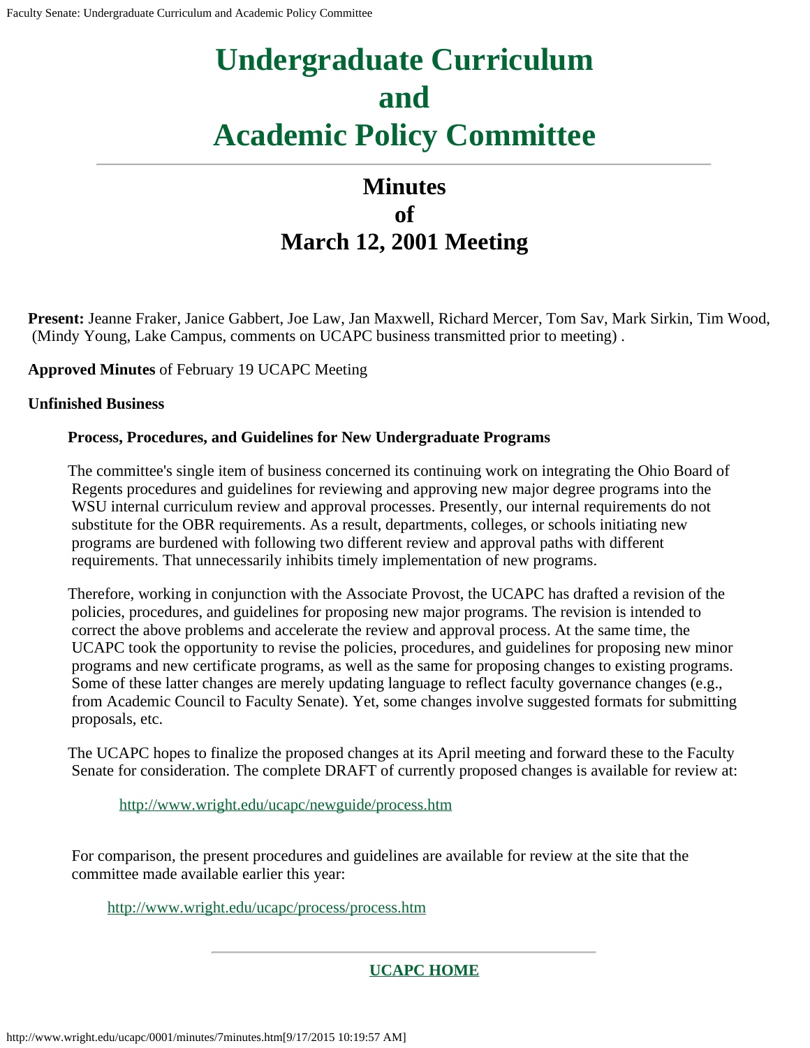# Undergraduate Curriculum and Academic Policy Committee

## Minutes of March 12, 2001 Meeting

**Present:** Jeanne Fraker, Janice Gabbert, Joe Law, Jan Maxwell, Richard Mercer, Tom Sav, Mark Sirkin, Tim Wood, (Mindy Young, Lake Campus, comments on UCAPC business transmitted prior to meeting) .

**Approved Minutes** of February 19 UCAPC Meeting

**Unfinished Business**

**Process, Procedures, and Guidelines for New Undergraduate Programs**

The committee's single item of business concerned its continuing work on integrating the Ohio Board of Regents procedures and guidelines for reviewing and approving new major degree programs into the WSU internal curriculum review and approval processes. Presently, our internal requirements do not substitute for the OBR requirements. As a result, departments, colleges, or schools initiating new programs are burdened with following two different review and approval paths with different requirements. That unnecessarily inhibits timely implementation of new programs.

Therefore, working in conjunction with the Associate Provost, the UCAPC has drafted a revision of the policies, procedures, and guidelines for proposing new major programs. The revision is intended to correct the above problems and accelerate the review and approval process. At the same time, the UCAPC took the opportunity to revise the policies, procedures, and guidelines for proposing new minor programs and new certificate programs, as well as the same for proposing changes to existing programs. Some of these latter changes are merely updating language to reflect faculty governance changes (e.g., from Academic Council to Faculty Senate). Yet, some changes involve suggested formats for submitting proposals, etc.

The UCAPC hopes to finalize the proposed changes at its April meeting and forward these to the Faculty Senate for consideration. The complete DRAFT of currently proposed changes is available for review at:

http://www.wright.edu/ucapc/newguide/process.htm

For comparison, the present procedures and guidelines are available for review at the site that the committee made available earlier this year:

http://www.wright.edu/ucapc/process/process.htm

**UCAPC HOME**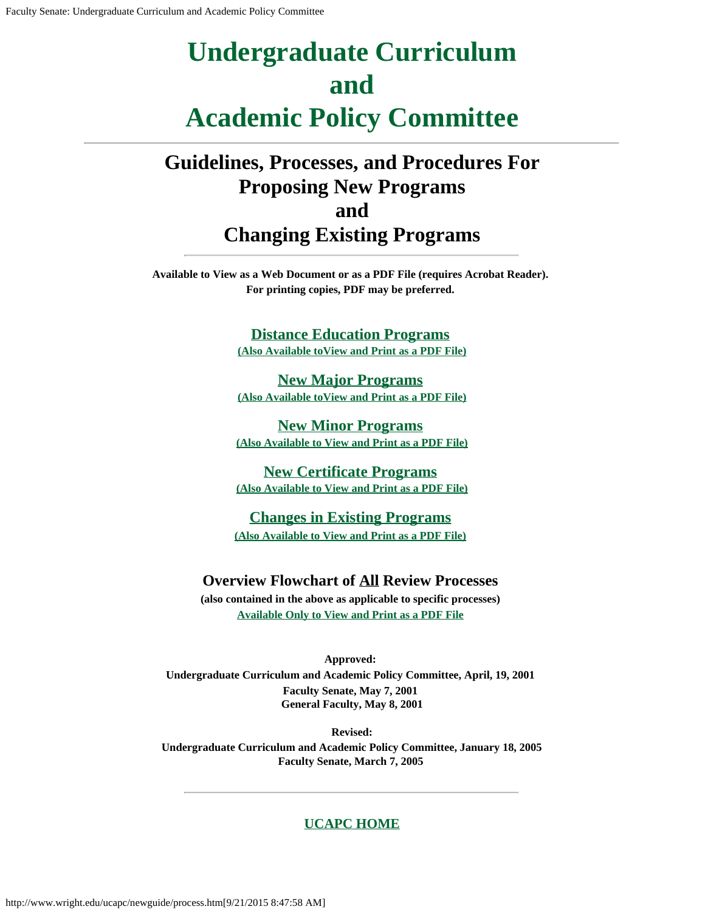# Undergraduate Curriculum and Academic Policy Committee

## Guidelines, Processes, and Procedures For Proposing New Programs and Changing Existing Programs

**Available to View as a Web Document or as a PDF File (requires Acrobat Reader). For printing copies, PDF may be preferred.**

**Distance Education Programs**
**(Also Available toView and Print as a PDF File)**

**New Major Programs**
**(Also Available toView and Print as a PDF File)**

**New Minor Programs**
**(Also Available to View and Print as a PDF File)**

**New Certificate Programs**
**(Also Available to View and Print as a PDF File)**

**Changes in Existing Programs**
**(Also Available to View and Print as a PDF File)**

### Overview Flowchart of All Review Processes

**(also contained in the above as applicable to specific processes)**
**Available Only to View and Print as a PDF File**

**Approved:**
**Undergraduate Curriculum and Academic Policy Committee, April, 19, 2001**
**Faculty Senate, May 7, 2001**
**General Faculty, May 8, 2001**

**Revised:**
**Undergraduate Curriculum and Academic Policy Committee, January 18, 2005**
**Faculty Senate, March 7, 2005**

**UCAPC HOME**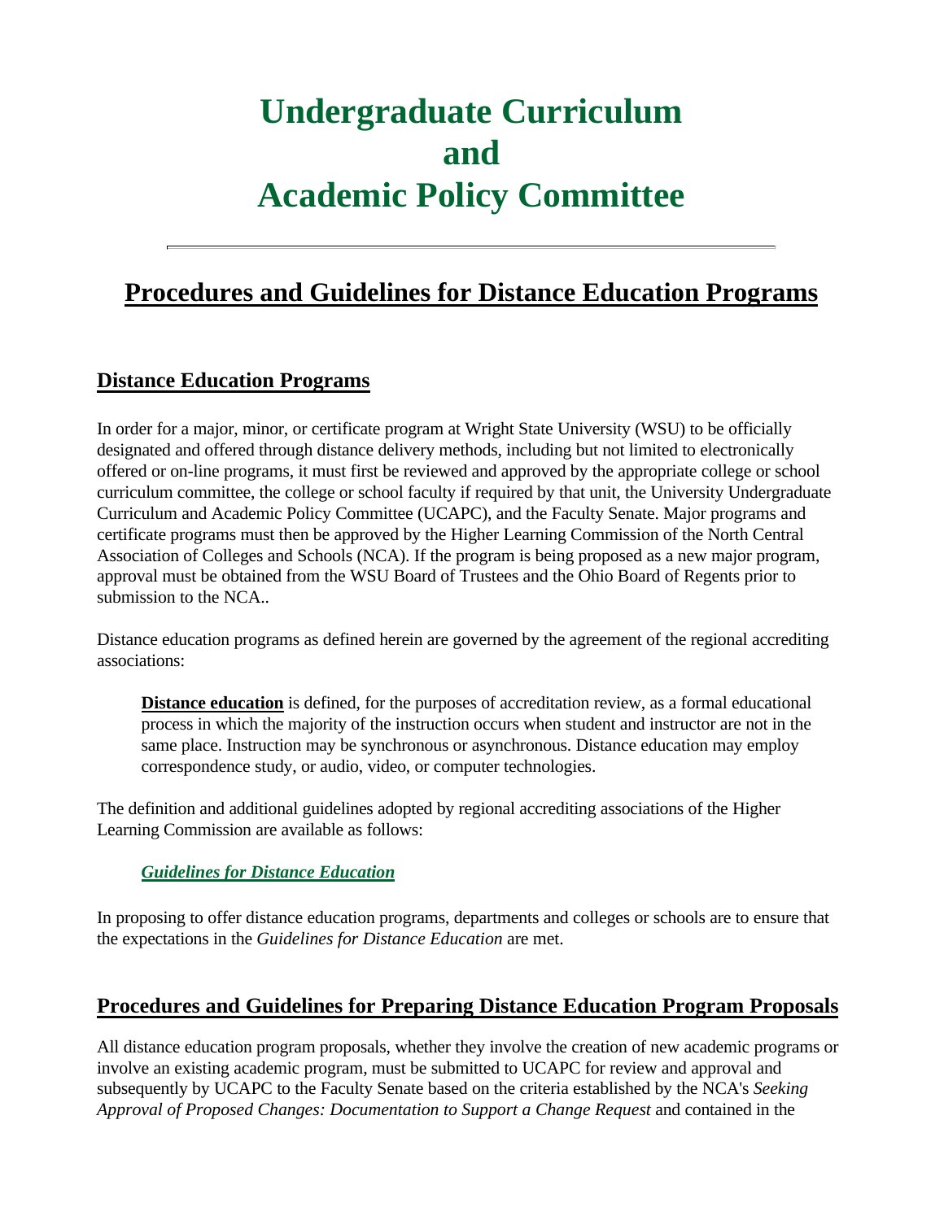# Undergraduate Curriculum and Academic Policy Committee

---

## Procedures and Guidelines for Distance Education Programs

### Distance Education Programs

In order for a major, minor, or certificate program at Wright State University (WSU) to be officially designated and offered through distance delivery methods, including but not limited to electronically offered or on-line programs, it must first be reviewed and approved by the appropriate college or school curriculum committee, the college or school faculty if required by that unit, the University Undergraduate Curriculum and Academic Policy Committee (UCAPC), and the Faculty Senate. Major programs and certificate programs must then be approved by the Higher Learning Commission of the North Central Association of Colleges and Schools (NCA). If the program is being proposed as a new major program, approval must be obtained from the WSU Board of Trustees and the Ohio Board of Regents prior to submission to the NCA..

Distance education programs as defined herein are governed by the agreement of the regional accrediting associations:

> **Distance education** is defined, for the purposes of accreditation review, as a formal educational process in which the majority of the instruction occurs when student and instructor are not in the same place. Instruction may be synchronous or asynchronous. Distance education may employ correspondence study, or audio, video, or computer technologies.

The definition and additional guidelines adopted by regional accrediting associations of the Higher Learning Commission are available as follows:

> ***Guidelines for Distance Education***

In proposing to offer distance education programs, departments and colleges or schools are to ensure that the expectations in the *Guidelines for Distance Education* are met.

### Procedures and Guidelines for Preparing Distance Education Program Proposals

All distance education program proposals, whether they involve the creation of new academic programs or involve an existing academic program, must be submitted to UCAPC for review and approval and subsequently by UCAPC to the Faculty Senate based on the criteria established by the NCA's *Seeking Approval of Proposed Changes: Documentation to Support a Change Request* and contained in the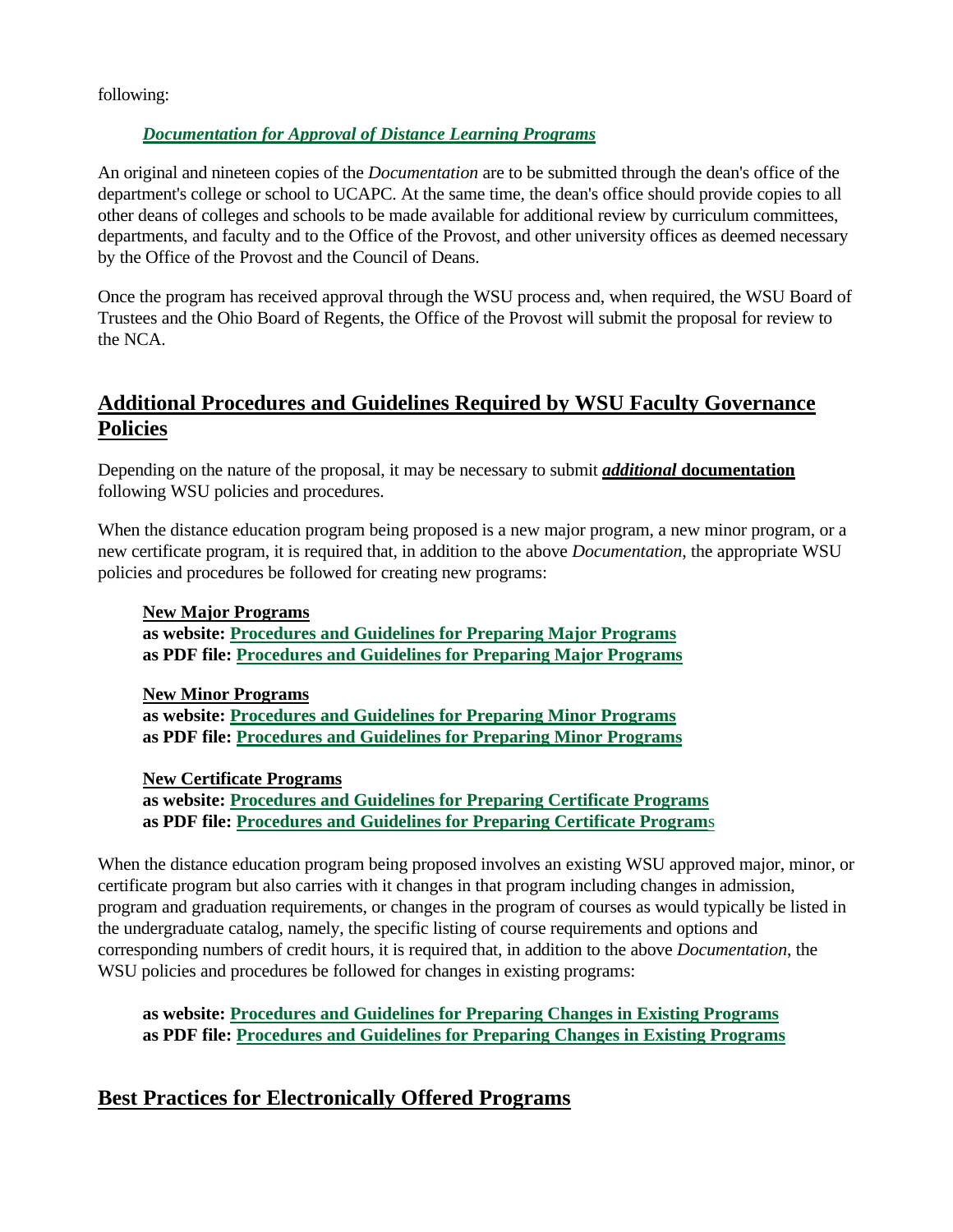following:

*Documentation for Approval of Distance Learning Programs*

An original and nineteen copies of the *Documentation* are to be submitted through the dean's office of the department's college or school to UCAPC. At the same time, the dean's office should provide copies to all other deans of colleges and schools to be made available for additional review by curriculum committees, departments, and faculty and to the Office of the Provost, and other university offices as deemed necessary by the Office of the Provost and the Council of Deans.

Once the program has received approval through the WSU process and, when required, the WSU Board of Trustees and the Ohio Board of Regents, the Office of the Provost will submit the proposal for review to the NCA.

## Additional Procedures and Guidelines Required by WSU Faculty Governance Policies

Depending on the nature of the proposal, it may be necessary to submit ***additional* documentation** following WSU policies and procedures.

When the distance education program being proposed is a new major program, a new minor program, or a new certificate program, it is required that, in addition to the above *Documentation*, the appropriate WSU policies and procedures be followed for creating new programs:

**New Major Programs**
**as website: Procedures and Guidelines for Preparing Major Programs**
**as PDF file: Procedures and Guidelines for Preparing Major Programs**

**New Minor Programs**
**as website: Procedures and Guidelines for Preparing Minor Programs**
**as PDF file: Procedures and Guidelines for Preparing Minor Programs**

**New Certificate Programs**
**as website: Procedures and Guidelines for Preparing Certificate Programs**
**as PDF file: Procedures and Guidelines for Preparing Certificate Programs**

When the distance education program being proposed involves an existing WSU approved major, minor, or certificate program but also carries with it changes in that program including changes in admission, program and graduation requirements, or changes in the program of courses as would typically be listed in the undergraduate catalog, namely, the specific listing of course requirements and options and corresponding numbers of credit hours, it is required that, in addition to the above *Documentation*, the WSU policies and procedures be followed for changes in existing programs:

**as website: Procedures and Guidelines for Preparing Changes in Existing Programs**
**as PDF file: Procedures and Guidelines for Preparing Changes in Existing Programs**

## Best Practices for Electronically Offered Programs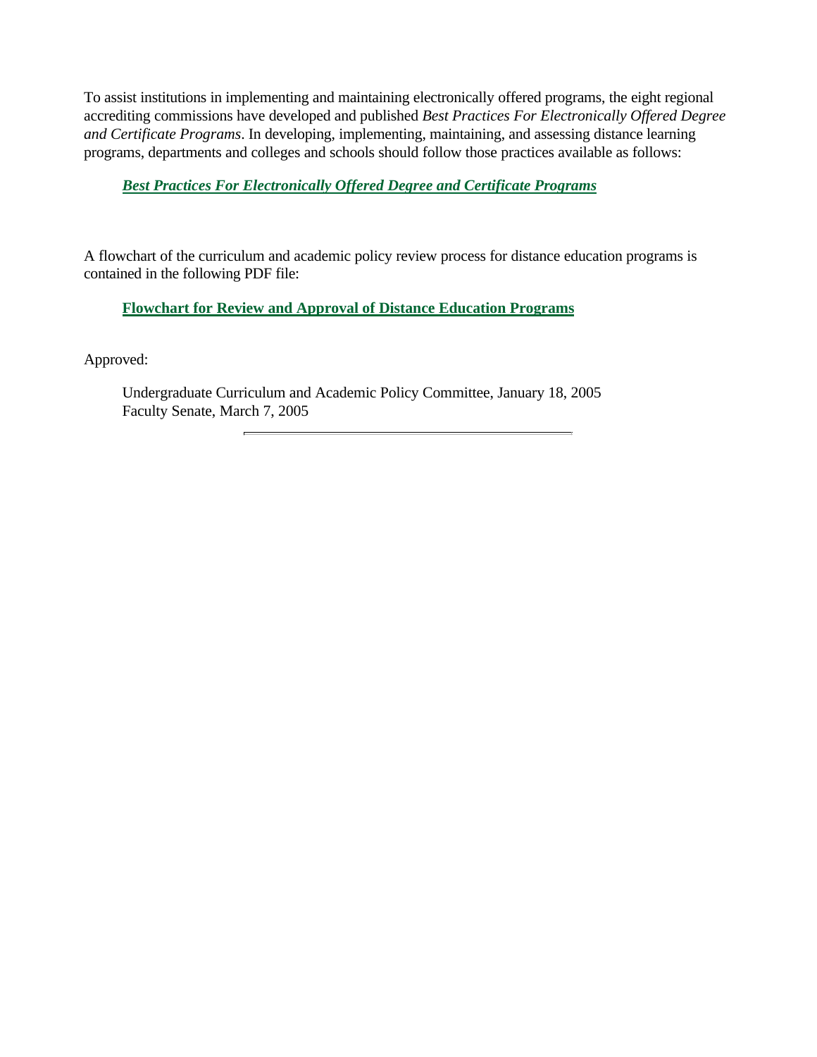To assist institutions in implementing and maintaining electronically offered programs, the eight regional accrediting commissions have developed and published *Best Practices For Electronically Offered Degree and Certificate Programs*. In developing, implementing, maintaining, and assessing distance learning programs, departments and colleges and schools should follow those practices available as follows:

> ***Best Practices For Electronically Offered Degree and Certificate Programs***

A flowchart of the curriculum and academic policy review process for distance education programs is contained in the following PDF file:

> **Flowchart for Review and Approval of Distance Education Programs**

Approved:

> Undergraduate Curriculum and Academic Policy Committee, January 18, 2005
> Faculty Senate, March 7, 2005

---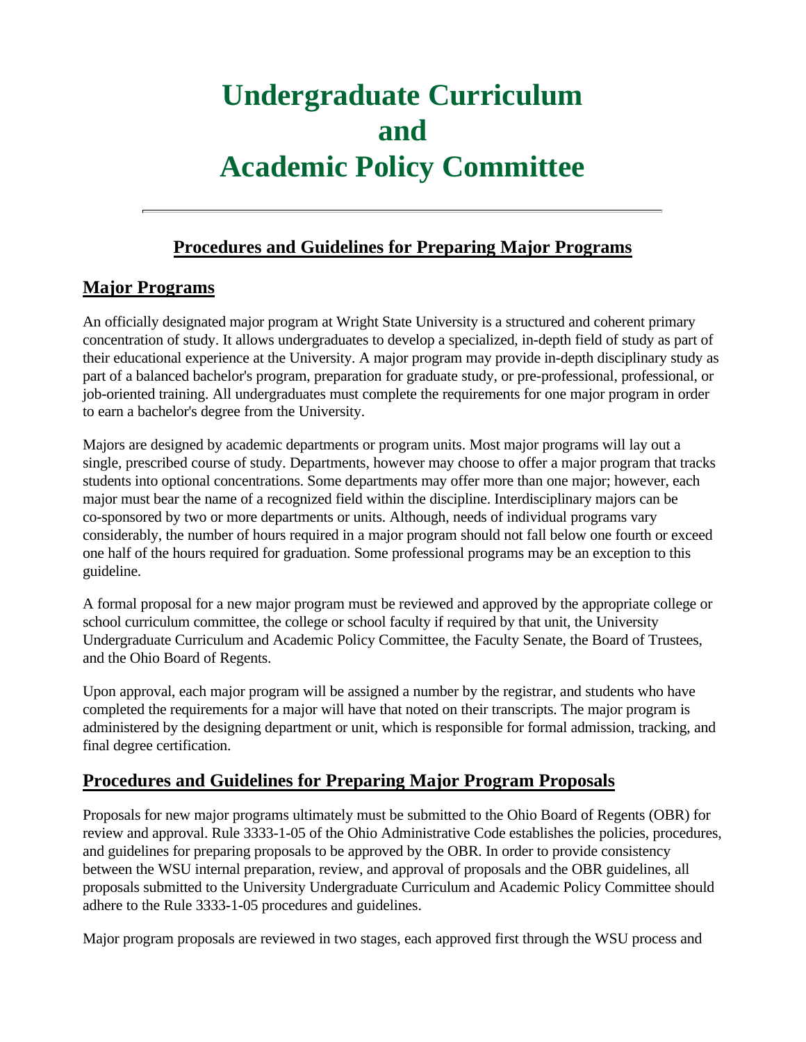# Undergraduate Curriculum and Academic Policy Committee

---

## Procedures and Guidelines for Preparing Major Programs

## Major Programs

An officially designated major program at Wright State University is a structured and coherent primary concentration of study. It allows undergraduates to develop a specialized, in-depth field of study as part of their educational experience at the University. A major program may provide in-depth disciplinary study as part of a balanced bachelor's program, preparation for graduate study, or pre-professional, professional, or job-oriented training. All undergraduates must complete the requirements for one major program in order to earn a bachelor's degree from the University.

Majors are designed by academic departments or program units. Most major programs will lay out a single, prescribed course of study. Departments, however may choose to offer a major program that tracks students into optional concentrations. Some departments may offer more than one major; however, each major must bear the name of a recognized field within the discipline. Interdisciplinary majors can be co-sponsored by two or more departments or units. Although, needs of individual programs vary considerably, the number of hours required in a major program should not fall below one fourth or exceed one half of the hours required for graduation. Some professional programs may be an exception to this guideline.

A formal proposal for a new major program must be reviewed and approved by the appropriate college or school curriculum committee, the college or school faculty if required by that unit, the University Undergraduate Curriculum and Academic Policy Committee, the Faculty Senate, the Board of Trustees, and the Ohio Board of Regents.

Upon approval, each major program will be assigned a number by the registrar, and students who have completed the requirements for a major will have that noted on their transcripts. The major program is administered by the designing department or unit, which is responsible for formal admission, tracking, and final degree certification.

## Procedures and Guidelines for Preparing Major Program Proposals

Proposals for new major programs ultimately must be submitted to the Ohio Board of Regents (OBR) for review and approval. Rule 3333-1-05 of the Ohio Administrative Code establishes the policies, procedures, and guidelines for preparing proposals to be approved by the OBR. In order to provide consistency between the WSU internal preparation, review, and approval of proposals and the OBR guidelines, all proposals submitted to the University Undergraduate Curriculum and Academic Policy Committee should adhere to the Rule 3333-1-05 procedures and guidelines.

Major program proposals are reviewed in two stages, each approved first through the WSU process and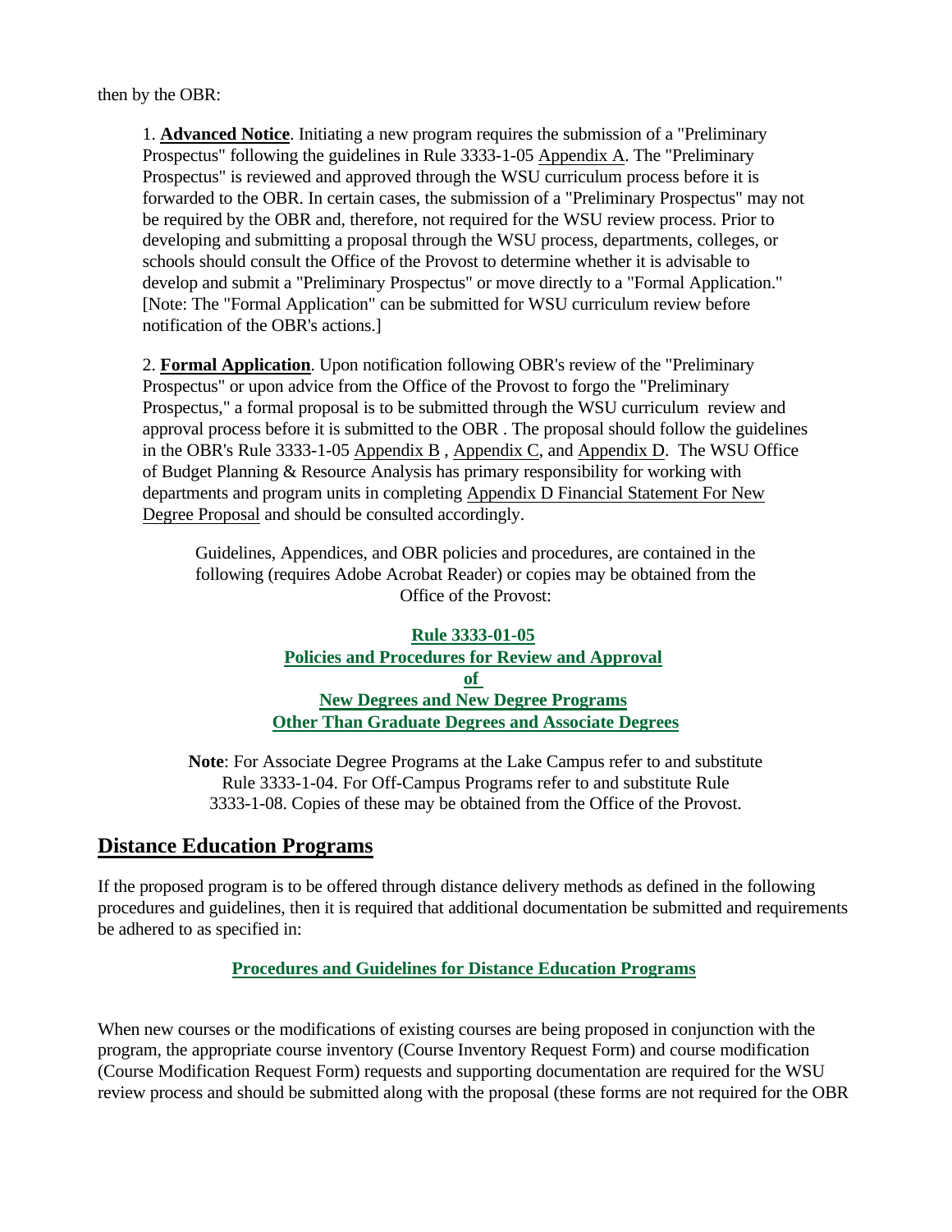then by the OBR:

1. **Advanced Notice**. Initiating a new program requires the submission of a "Preliminary Prospectus" following the guidelines in Rule 3333-1-05 Appendix A. The "Preliminary Prospectus" is reviewed and approved through the WSU curriculum process before it is forwarded to the OBR. In certain cases, the submission of a "Preliminary Prospectus" may not be required by the OBR and, therefore, not required for the WSU review process. Prior to developing and submitting a proposal through the WSU process, departments, colleges, or schools should consult the Office of the Provost to determine whether it is advisable to develop and submit a "Preliminary Prospectus" or move directly to a "Formal Application." [Note: The "Formal Application" can be submitted for WSU curriculum review before notification of the OBR's actions.]

2. **Formal Application**. Upon notification following OBR's review of the "Preliminary Prospectus" or upon advice from the Office of the Provost to forgo the "Preliminary Prospectus," a formal proposal is to be submitted through the WSU curriculum review and approval process before it is submitted to the OBR . The proposal should follow the guidelines in the OBR's Rule 3333-1-05 Appendix B , Appendix C, and Appendix D. The WSU Office of Budget Planning & Resource Analysis has primary responsibility for working with departments and program units in completing Appendix D Financial Statement For New Degree Proposal and should be consulted accordingly.

Guidelines, Appendices, and OBR policies and procedures, are contained in the following (requires Adobe Acrobat Reader) or copies may be obtained from the Office of the Provost:

**Rule 3333-01-05**
**Policies and Procedures for Review and Approval of New Degrees and New Degree Programs Other Than Graduate Degrees and Associate Degrees**

**Note**: For Associate Degree Programs at the Lake Campus refer to and substitute Rule 3333-1-04. For Off-Campus Programs refer to and substitute Rule 3333-1-08. Copies of these may be obtained from the Office of the Provost.

## Distance Education Programs

If the proposed program is to be offered through distance delivery methods as defined in the following procedures and guidelines, then it is required that additional documentation be submitted and requirements be adhered to as specified in:

**Procedures and Guidelines for Distance Education Programs**

When new courses or the modifications of existing courses are being proposed in conjunction with the program, the appropriate course inventory (Course Inventory Request Form) and course modification (Course Modification Request Form) requests and supporting documentation are required for the WSU review process and should be submitted along with the proposal (these forms are not required for the OBR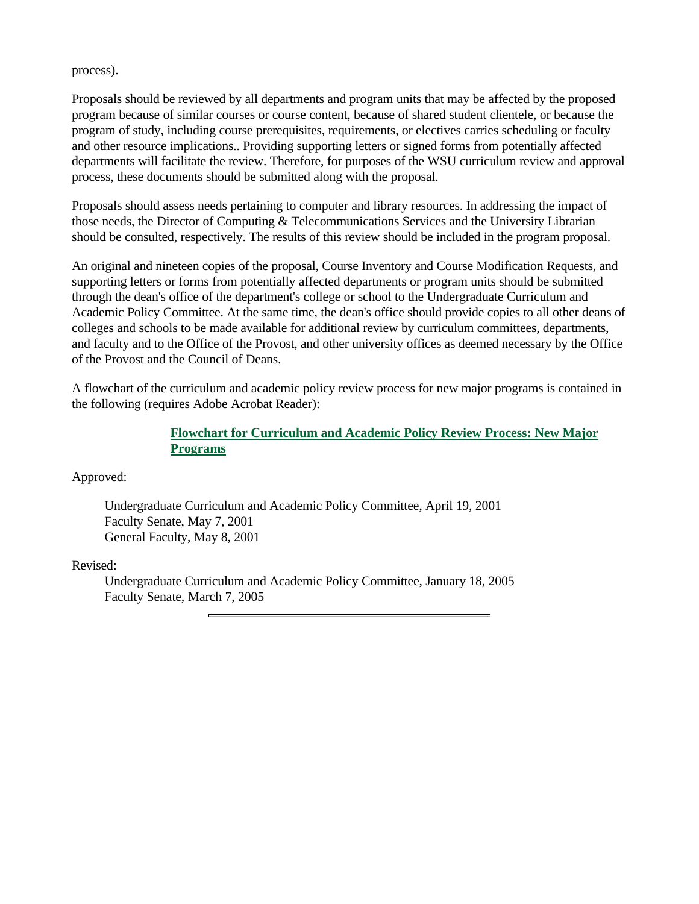process).

Proposals should be reviewed by all departments and program units that may be affected by the proposed program because of similar courses or course content, because of shared student clientele, or because the program of study, including course prerequisites, requirements, or electives carries scheduling or faculty and other resource implications.. Providing supporting letters or signed forms from potentially affected departments will facilitate the review. Therefore, for purposes of the WSU curriculum review and approval process, these documents should be submitted along with the proposal.

Proposals should assess needs pertaining to computer and library resources. In addressing the impact of those needs, the Director of Computing & Telecommunications Services and the University Librarian should be consulted, respectively. The results of this review should be included in the program proposal.

An original and nineteen copies of the proposal, Course Inventory and Course Modification Requests, and supporting letters or forms from potentially affected departments or program units should be submitted through the dean's office of the department's college or school to the Undergraduate Curriculum and Academic Policy Committee. At the same time, the dean's office should provide copies to all other deans of colleges and schools to be made available for additional review by curriculum committees, departments, and faculty and to the Office of the Provost, and other university offices as deemed necessary by the Office of the Provost and the Council of Deans.

A flowchart of the curriculum and academic policy review process for new major programs is contained in the following (requires Adobe Acrobat Reader):

**Flowchart for Curriculum and Academic Policy Review Process: New Major Programs**

Approved:

Undergraduate Curriculum and Academic Policy Committee, April 19, 2001
Faculty Senate, May 7, 2001
General Faculty, May 8, 2001

Revised:

Undergraduate Curriculum and Academic Policy Committee, January 18, 2005
Faculty Senate, March 7, 2005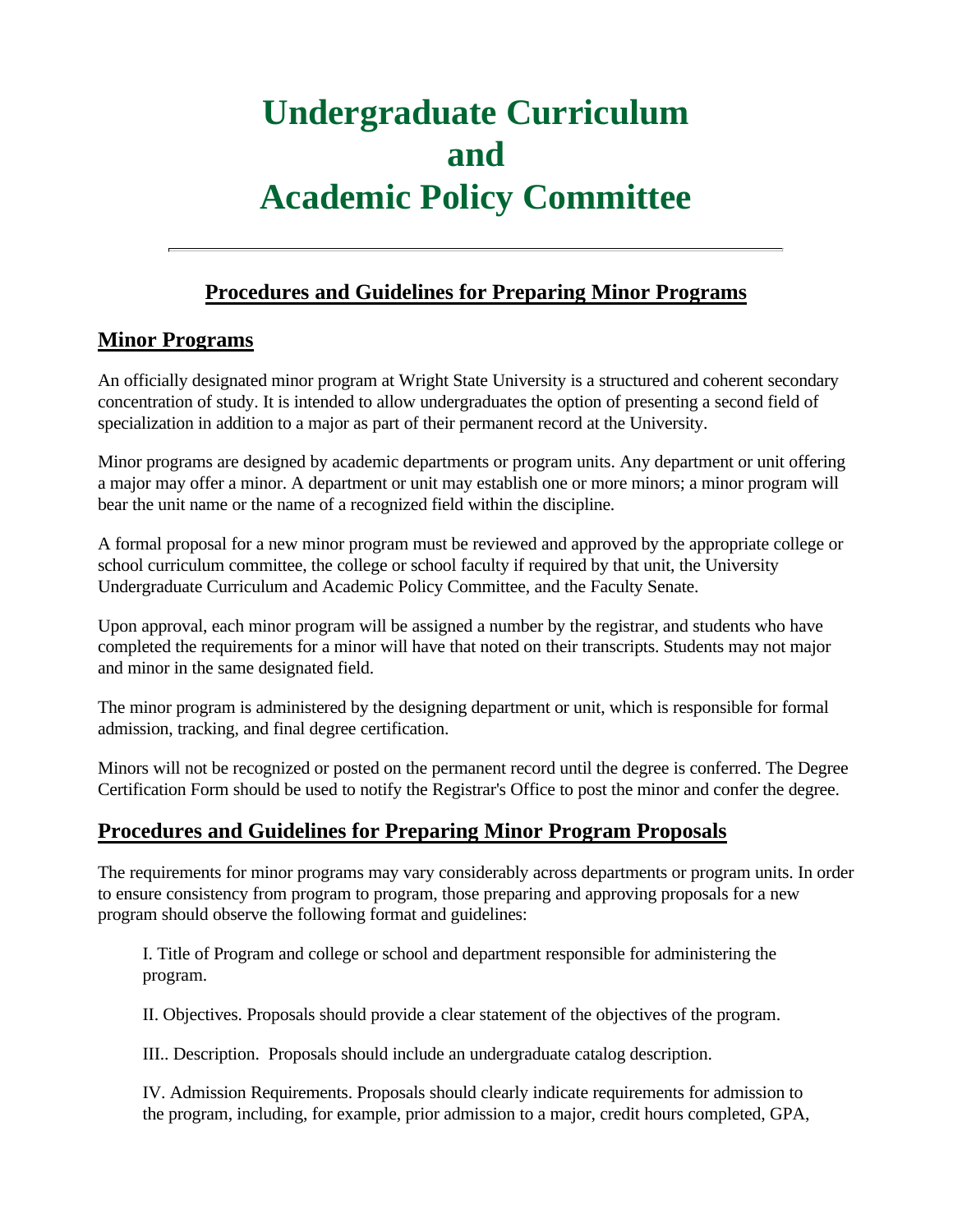# Undergraduate Curriculum and Academic Policy Committee

---

## Procedures and Guidelines for Preparing Minor Programs

## Minor Programs

An officially designated minor program at Wright State University is a structured and coherent secondary concentration of study. It is intended to allow undergraduates the option of presenting a second field of specialization in addition to a major as part of their permanent record at the University.

Minor programs are designed by academic departments or program units. Any department or unit offering a major may offer a minor. A department or unit may establish one or more minors; a minor program will bear the unit name or the name of a recognized field within the discipline.

A formal proposal for a new minor program must be reviewed and approved by the appropriate college or school curriculum committee, the college or school faculty if required by that unit, the University Undergraduate Curriculum and Academic Policy Committee, and the Faculty Senate.

Upon approval, each minor program will be assigned a number by the registrar, and students who have completed the requirements for a minor will have that noted on their transcripts. Students may not major and minor in the same designated field.

The minor program is administered by the designing department or unit, which is responsible for formal admission, tracking, and final degree certification.

Minors will not be recognized or posted on the permanent record until the degree is conferred. The Degree Certification Form should be used to notify the Registrar's Office to post the minor and confer the degree.

## Procedures and Guidelines for Preparing Minor Program Proposals

The requirements for minor programs may vary considerably across departments or program units. In order to ensure consistency from program to program, those preparing and approving proposals for a new program should observe the following format and guidelines:

I. Title of Program and college or school and department responsible for administering the program.

II. Objectives. Proposals should provide a clear statement of the objectives of the program.

III.. Description. Proposals should include an undergraduate catalog description.

IV. Admission Requirements. Proposals should clearly indicate requirements for admission to the program, including, for example, prior admission to a major, credit hours completed, GPA,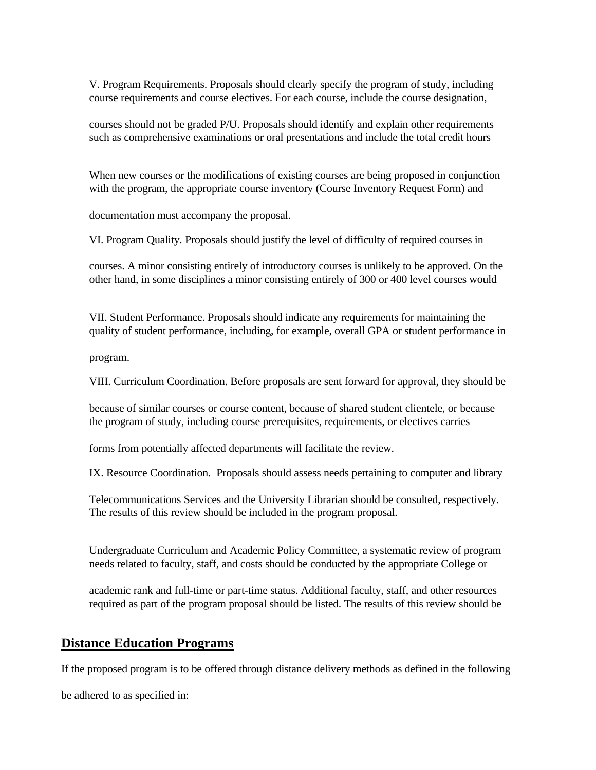V. Program Requirements. Proposals should clearly specify the program of study, including course requirements and course electives. For each course, include the course designation,

courses should not be graded P/U. Proposals should identify and explain other requirements such as comprehensive examinations or oral presentations and include the total credit hours

When new courses or the modifications of existing courses are being proposed in conjunction with the program, the appropriate course inventory (Course Inventory Request Form) and

documentation must accompany the proposal.

VI. Program Quality. Proposals should justify the level of difficulty of required courses in

courses. A minor consisting entirely of introductory courses is unlikely to be approved. On the other hand, in some disciplines a minor consisting entirely of 300 or 400 level courses would

VII. Student Performance. Proposals should indicate any requirements for maintaining the quality of student performance, including, for example, overall GPA or student performance in

program.

VIII. Curriculum Coordination. Before proposals are sent forward for approval, they should be

because of similar courses or course content, because of shared student clientele, or because the program of study, including course prerequisites, requirements, or electives carries

forms from potentially affected departments will facilitate the review.

IX. Resource Coordination. Proposals should assess needs pertaining to computer and library

Telecommunications Services and the University Librarian should be consulted, respectively. The results of this review should be included in the program proposal.

Undergraduate Curriculum and Academic Policy Committee, a systematic review of program needs related to faculty, staff, and costs should be conducted by the appropriate College or

academic rank and full-time or part-time status. Additional faculty, staff, and other resources required as part of the program proposal should be listed. The results of this review should be

## Distance Education Programs

If the proposed program is to be offered through distance delivery methods as defined in the following

be adhered to as specified in: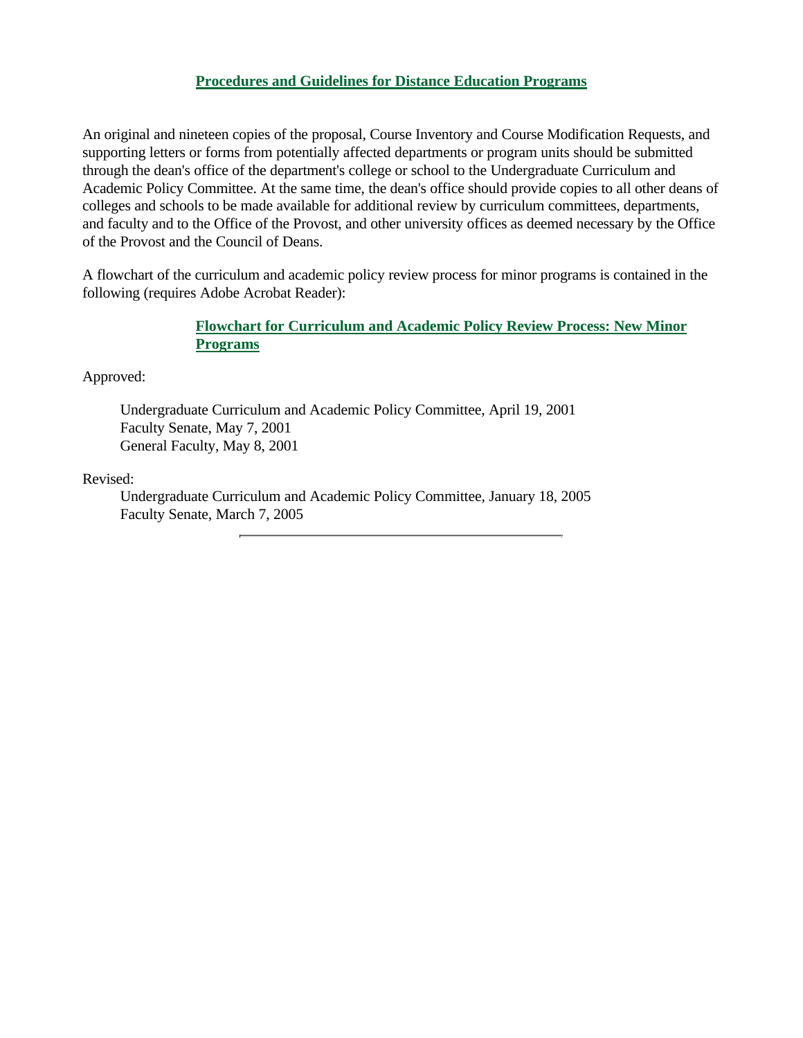## Procedures and Guidelines for Distance Education Programs

An original and nineteen copies of the proposal, Course Inventory and Course Modification Requests, and supporting letters or forms from potentially affected departments or program units should be submitted through the dean's office of the department's college or school to the Undergraduate Curriculum and Academic Policy Committee. At the same time, the dean's office should provide copies to all other deans of colleges and schools to be made available for additional review by curriculum committees, departments, and faculty and to the Office of the Provost, and other university offices as deemed necessary by the Office of the Provost and the Council of Deans.

A flowchart of the curriculum and academic policy review process for minor programs is contained in the following (requires Adobe Acrobat Reader):

**Flowchart for Curriculum and Academic Policy Review Process: New Minor Programs**

Approved:

Undergraduate Curriculum and Academic Policy Committee, April 19, 2001
Faculty Senate, May 7, 2001
General Faculty, May 8, 2001

Revised:

Undergraduate Curriculum and Academic Policy Committee, January 18, 2005
Faculty Senate, March 7, 2005

---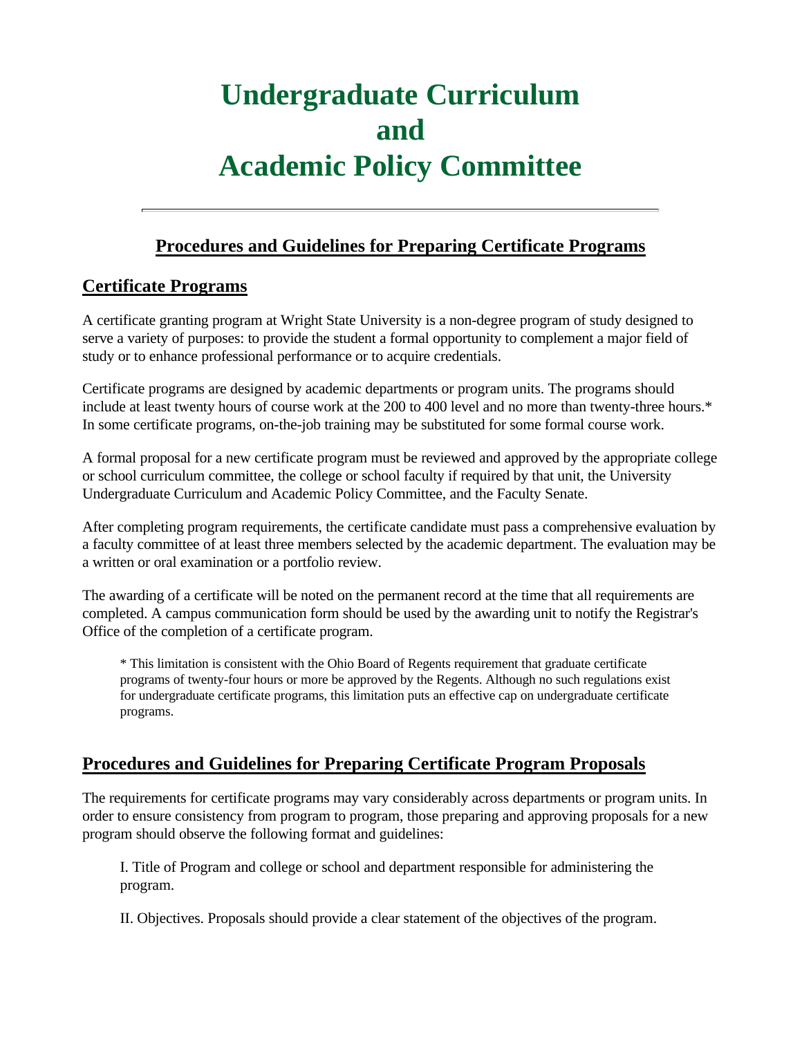# Undergraduate Curriculum and Academic Policy Committee

---

## Procedures and Guidelines for Preparing Certificate Programs

## Certificate Programs

A certificate granting program at Wright State University is a non-degree program of study designed to serve a variety of purposes: to provide the student a formal opportunity to complement a major field of study or to enhance professional performance or to acquire credentials.

Certificate programs are designed by academic departments or program units. The programs should include at least twenty hours of course work at the 200 to 400 level and no more than twenty-three hours.* In some certificate programs, on-the-job training may be substituted for some formal course work.

A formal proposal for a new certificate program must be reviewed and approved by the appropriate college or school curriculum committee, the college or school faculty if required by that unit, the University Undergraduate Curriculum and Academic Policy Committee, and the Faculty Senate.

After completing program requirements, the certificate candidate must pass a comprehensive evaluation by a faculty committee of at least three members selected by the academic department. The evaluation may be a written or oral examination or a portfolio review.

The awarding of a certificate will be noted on the permanent record at the time that all requirements are completed. A campus communication form should be used by the awarding unit to notify the Registrar's Office of the completion of a certificate program.

> * This limitation is consistent with the Ohio Board of Regents requirement that graduate certificate programs of twenty-four hours or more be approved by the Regents. Although no such regulations exist for undergraduate certificate programs, this limitation puts an effective cap on undergraduate certificate programs.

## Procedures and Guidelines for Preparing Certificate Program Proposals

The requirements for certificate programs may vary considerably across departments or program units. In order to ensure consistency from program to program, those preparing and approving proposals for a new program should observe the following format and guidelines:

I. Title of Program and college or school and department responsible for administering the program.

II. Objectives. Proposals should provide a clear statement of the objectives of the program.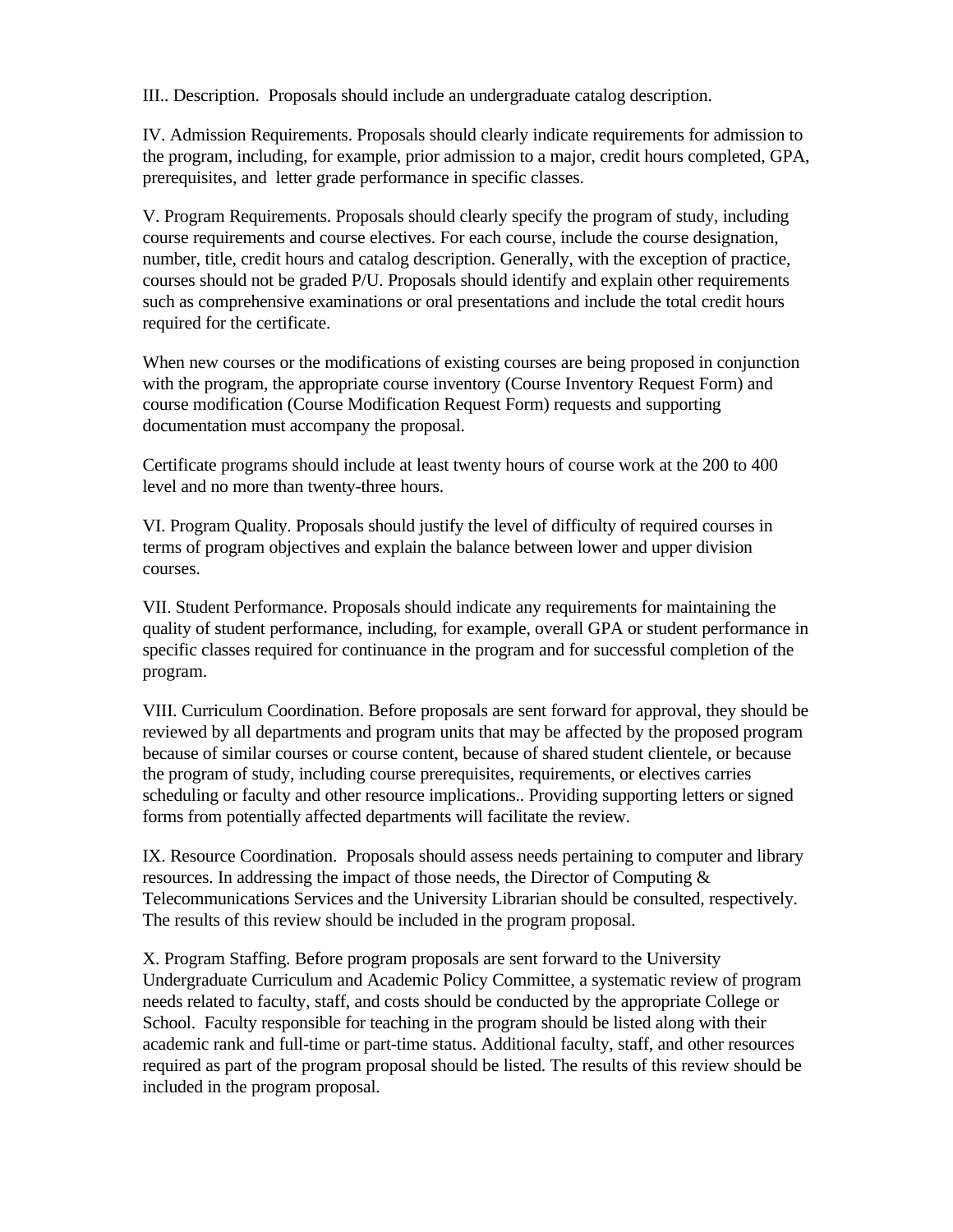III.. Description. Proposals should include an undergraduate catalog description.

IV. Admission Requirements. Proposals should clearly indicate requirements for admission to the program, including, for example, prior admission to a major, credit hours completed, GPA, prerequisites, and letter grade performance in specific classes.

V. Program Requirements. Proposals should clearly specify the program of study, including course requirements and course electives. For each course, include the course designation, number, title, credit hours and catalog description. Generally, with the exception of practice, courses should not be graded P/U. Proposals should identify and explain other requirements such as comprehensive examinations or oral presentations and include the total credit hours required for the certificate.

When new courses or the modifications of existing courses are being proposed in conjunction with the program, the appropriate course inventory (Course Inventory Request Form) and course modification (Course Modification Request Form) requests and supporting documentation must accompany the proposal.

Certificate programs should include at least twenty hours of course work at the 200 to 400 level and no more than twenty-three hours.

VI. Program Quality. Proposals should justify the level of difficulty of required courses in terms of program objectives and explain the balance between lower and upper division courses.

VII. Student Performance. Proposals should indicate any requirements for maintaining the quality of student performance, including, for example, overall GPA or student performance in specific classes required for continuance in the program and for successful completion of the program.

VIII. Curriculum Coordination. Before proposals are sent forward for approval, they should be reviewed by all departments and program units that may be affected by the proposed program because of similar courses or course content, because of shared student clientele, or because the program of study, including course prerequisites, requirements, or electives carries scheduling or faculty and other resource implications.. Providing supporting letters or signed forms from potentially affected departments will facilitate the review.

IX. Resource Coordination. Proposals should assess needs pertaining to computer and library resources. In addressing the impact of those needs, the Director of Computing & Telecommunications Services and the University Librarian should be consulted, respectively. The results of this review should be included in the program proposal.

X. Program Staffing. Before program proposals are sent forward to the University Undergraduate Curriculum and Academic Policy Committee, a systematic review of program needs related to faculty, staff, and costs should be conducted by the appropriate College or School. Faculty responsible for teaching in the program should be listed along with their academic rank and full-time or part-time status. Additional faculty, staff, and other resources required as part of the program proposal should be listed. The results of this review should be included in the program proposal.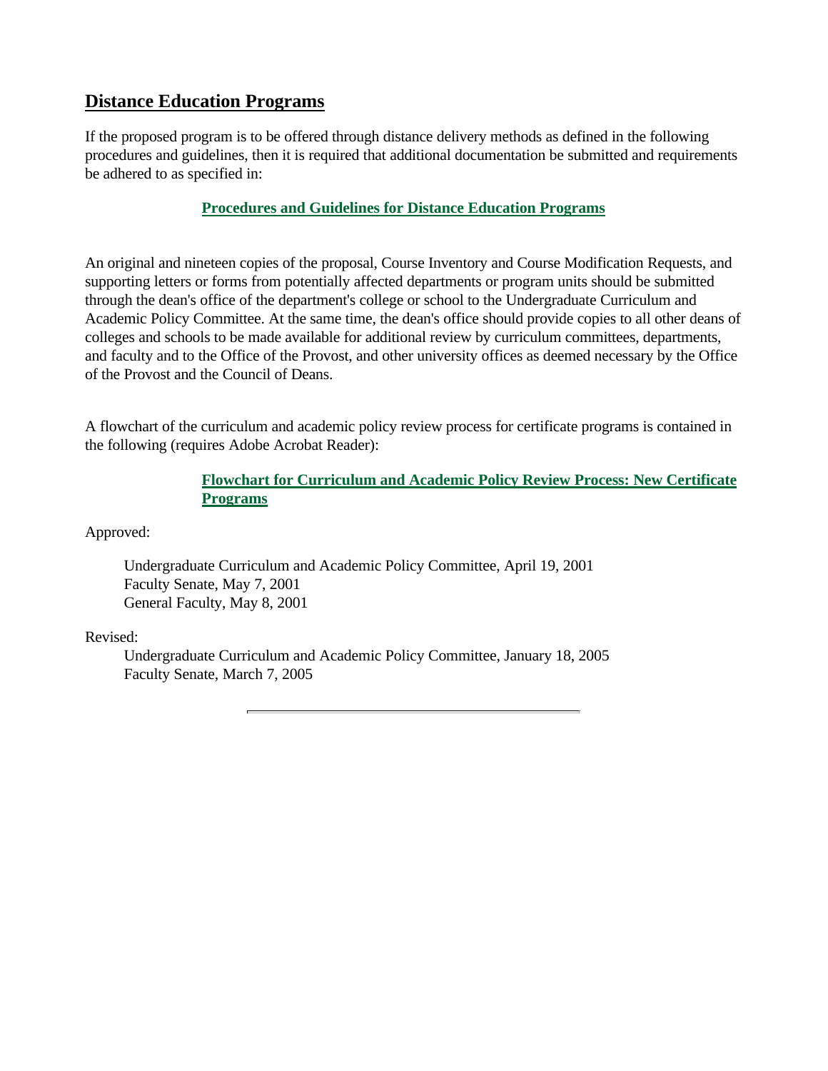## Distance Education Programs

If the proposed program is to be offered through distance delivery methods as defined in the following procedures and guidelines, then it is required that additional documentation be submitted and requirements be adhered to as specified in:

**Procedures and Guidelines for Distance Education Programs**

An original and nineteen copies of the proposal, Course Inventory and Course Modification Requests, and supporting letters or forms from potentially affected departments or program units should be submitted through the dean's office of the department's college or school to the Undergraduate Curriculum and Academic Policy Committee. At the same time, the dean's office should provide copies to all other deans of colleges and schools to be made available for additional review by curriculum committees, departments, and faculty and to the Office of the Provost, and other university offices as deemed necessary by the Office of the Provost and the Council of Deans.

A flowchart of the curriculum and academic policy review process for certificate programs is contained in the following (requires Adobe Acrobat Reader):

**Flowchart for Curriculum and Academic Policy Review Process: New Certificate Programs**

Approved:

Undergraduate Curriculum and Academic Policy Committee, April 19, 2001
Faculty Senate, May 7, 2001
General Faculty, May 8, 2001

Revised:

Undergraduate Curriculum and Academic Policy Committee, January 18, 2005
Faculty Senate, March 7, 2005

---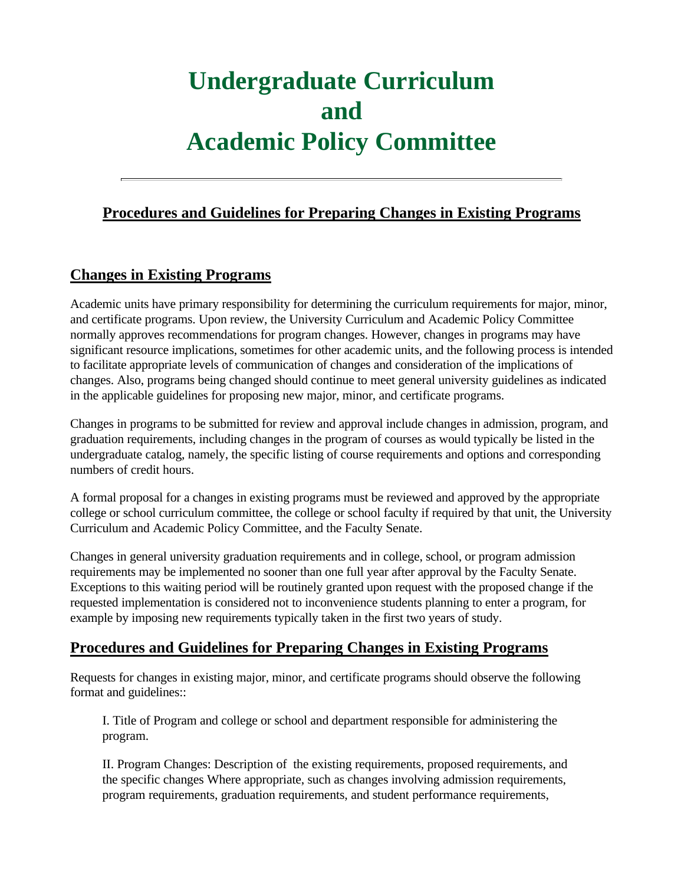# Undergraduate Curriculum and Academic Policy Committee

---

## Procedures and Guidelines for Preparing Changes in Existing Programs

## Changes in Existing Programs

Academic units have primary responsibility for determining the curriculum requirements for major, minor, and certificate programs. Upon review, the University Curriculum and Academic Policy Committee normally approves recommendations for program changes. However, changes in programs may have significant resource implications, sometimes for other academic units, and the following process is intended to facilitate appropriate levels of communication of changes and consideration of the implications of changes. Also, programs being changed should continue to meet general university guidelines as indicated in the applicable guidelines for proposing new major, minor, and certificate programs.

Changes in programs to be submitted for review and approval include changes in admission, program, and graduation requirements, including changes in the program of courses as would typically be listed in the undergraduate catalog, namely, the specific listing of course requirements and options and corresponding numbers of credit hours.

A formal proposal for a changes in existing programs must be reviewed and approved by the appropriate college or school curriculum committee, the college or school faculty if required by that unit, the University Curriculum and Academic Policy Committee, and the Faculty Senate.

Changes in general university graduation requirements and in college, school, or program admission requirements may be implemented no sooner than one full year after approval by the Faculty Senate. Exceptions to this waiting period will be routinely granted upon request with the proposed change if the requested implementation is considered not to inconvenience students planning to enter a program, for example by imposing new requirements typically taken in the first two years of study.

## Procedures and Guidelines for Preparing Changes in Existing Programs

Requests for changes in existing major, minor, and certificate programs should observe the following format and guidelines::

I. Title of Program and college or school and department responsible for administering the program.

II. Program Changes: Description of the existing requirements, proposed requirements, and the specific changes Where appropriate, such as changes involving admission requirements, program requirements, graduation requirements, and student performance requirements,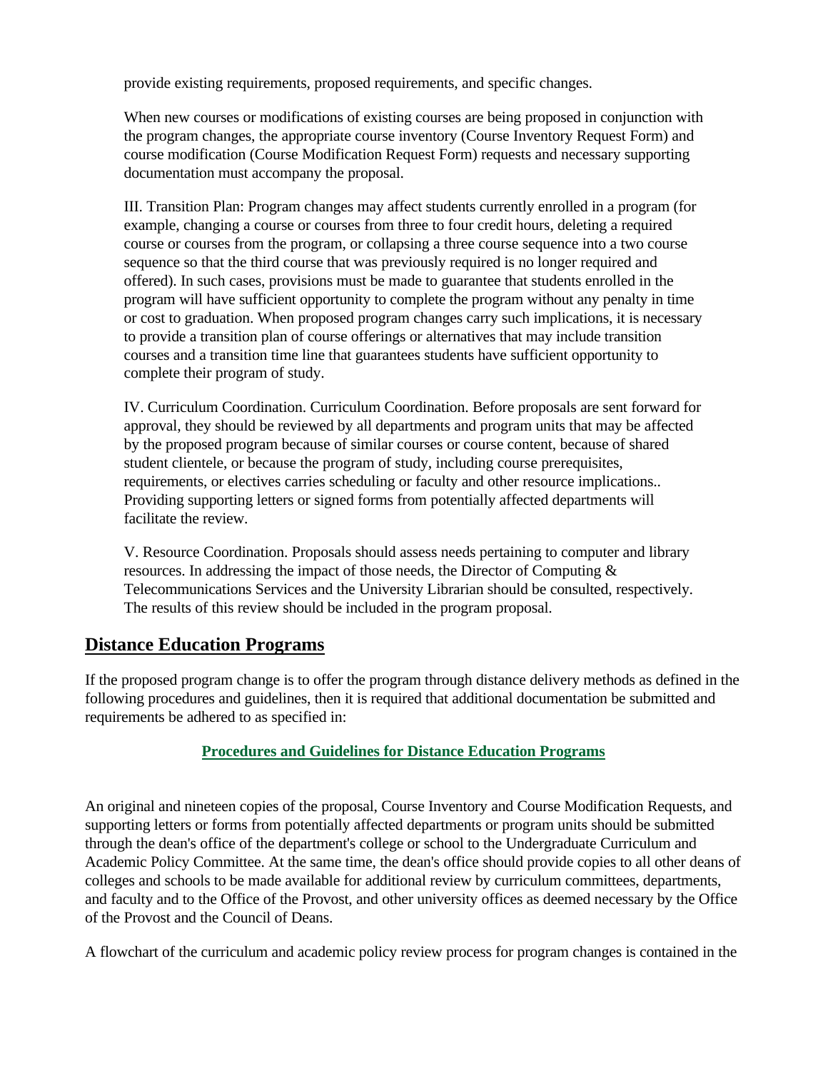provide existing requirements, proposed requirements, and specific changes.

When new courses or modifications of existing courses are being proposed in conjunction with the program changes, the appropriate course inventory (Course Inventory Request Form) and course modification (Course Modification Request Form) requests and necessary supporting documentation must accompany the proposal.

III. Transition Plan: Program changes may affect students currently enrolled in a program (for example, changing a course or courses from three to four credit hours, deleting a required course or courses from the program, or collapsing a three course sequence into a two course sequence so that the third course that was previously required is no longer required and offered). In such cases, provisions must be made to guarantee that students enrolled in the program will have sufficient opportunity to complete the program without any penalty in time or cost to graduation. When proposed program changes carry such implications, it is necessary to provide a transition plan of course offerings or alternatives that may include transition courses and a transition time line that guarantees students have sufficient opportunity to complete their program of study.

IV. Curriculum Coordination. Curriculum Coordination. Before proposals are sent forward for approval, they should be reviewed by all departments and program units that may be affected by the proposed program because of similar courses or course content, because of shared student clientele, or because the program of study, including course prerequisites, requirements, or electives carries scheduling or faculty and other resource implications.. Providing supporting letters or signed forms from potentially affected departments will facilitate the review.

V. Resource Coordination. Proposals should assess needs pertaining to computer and library resources. In addressing the impact of those needs, the Director of Computing & Telecommunications Services and the University Librarian should be consulted, respectively. The results of this review should be included in the program proposal.

## Distance Education Programs

If the proposed program change is to offer the program through distance delivery methods as defined in the following procedures and guidelines, then it is required that additional documentation be submitted and requirements be adhered to as specified in:

**Procedures and Guidelines for Distance Education Programs**

An original and nineteen copies of the proposal, Course Inventory and Course Modification Requests, and supporting letters or forms from potentially affected departments or program units should be submitted through the dean's office of the department's college or school to the Undergraduate Curriculum and Academic Policy Committee. At the same time, the dean's office should provide copies to all other deans of colleges and schools to be made available for additional review by curriculum committees, departments, and faculty and to the Office of the Provost, and other university offices as deemed necessary by the Office of the Provost and the Council of Deans.

A flowchart of the curriculum and academic policy review process for program changes is contained in the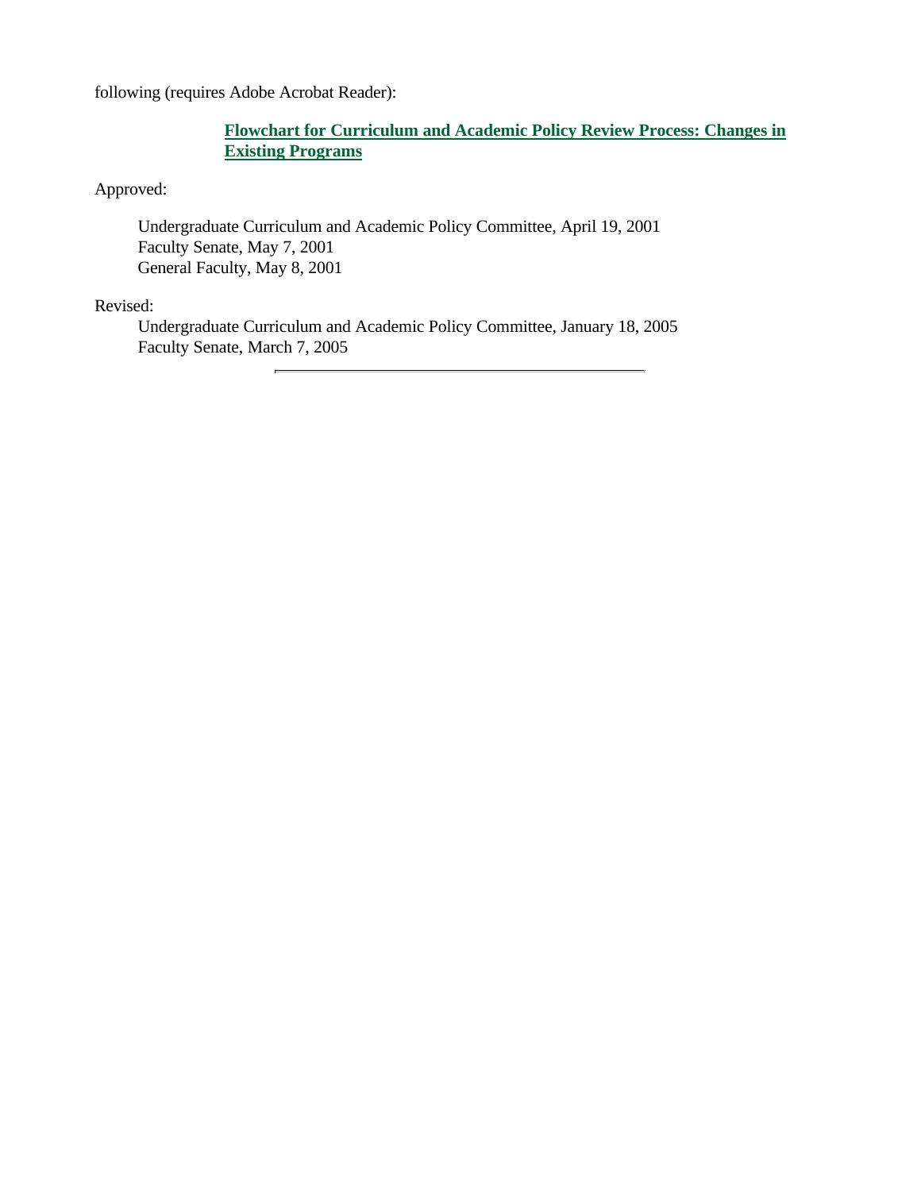following (requires Adobe Acrobat Reader):

> **Flowchart for Curriculum and Academic Policy Review Process: Changes in Existing Programs**

Approved:

> Undergraduate Curriculum and Academic Policy Committee, April 19, 2001
> Faculty Senate, May 7, 2001
> General Faculty, May 8, 2001

Revised:

> Undergraduate Curriculum and Academic Policy Committee, January 18, 2005
> Faculty Senate, March 7, 2005

---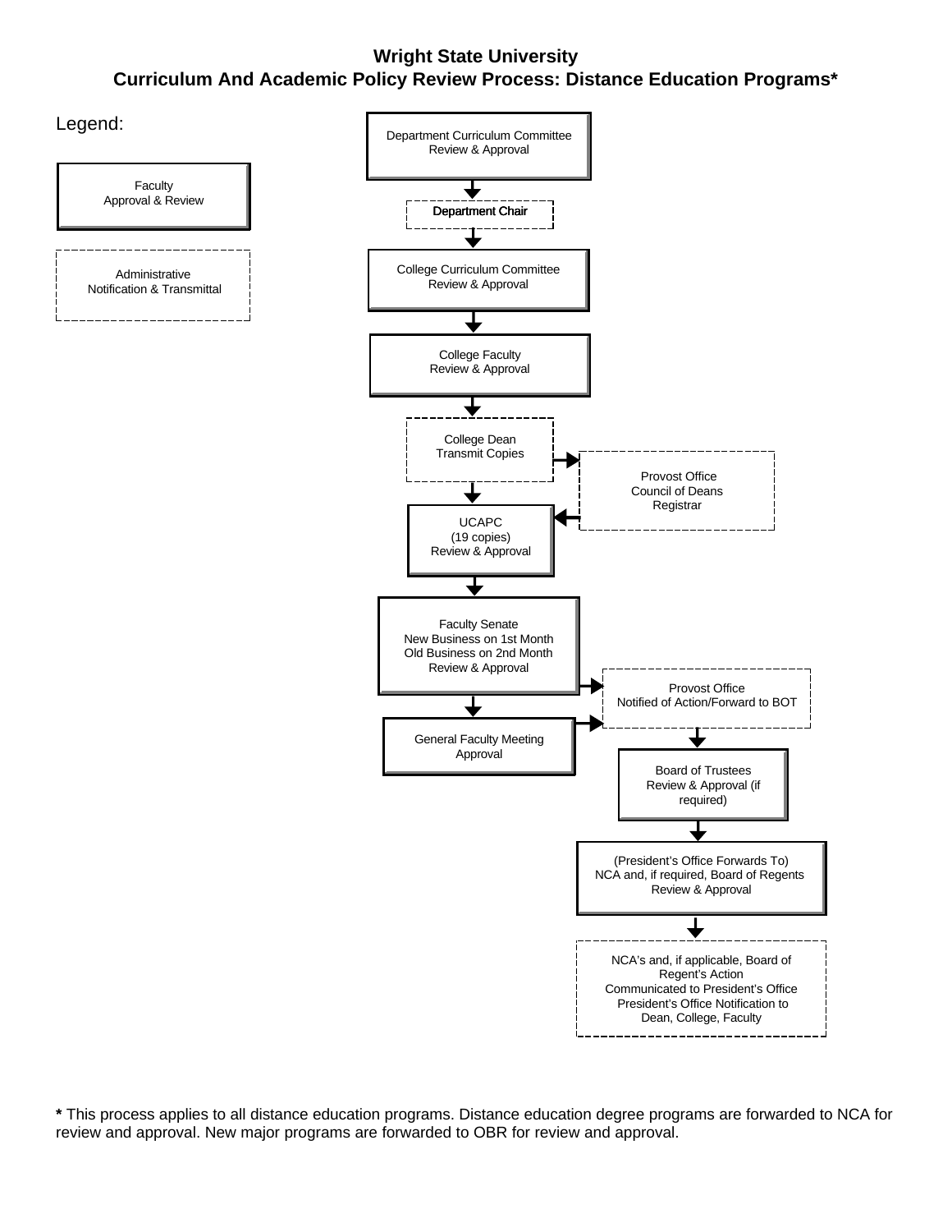**Wright State University**
**Curriculum And Academic Policy Review Process: Distance Education Programs***

Legend:

Faculty
Approval & Review

Administrative
Notification & Transmittal

Department Curriculum Committee
Review & Approval

Department Chair

College Curriculum Committee
Review & Approval

College Faculty
Review & Approval

College Dean
Transmit Copies

Provost Office
Council of Deans
Registrar

UCAPC
(19 copies)
Review & Approval

Faculty Senate
New Business on 1st Month
Old Business on 2nd Month
Review & Approval

Provost Office
Notified of Action/Forward to BOT

General Faculty Meeting
Approval

Board of Trustees
Review & Approval (if required)

(President's Office Forwards To)
NCA and, if required, Board of Regents
Review & Approval

NCA's and, if applicable, Board of Regent's Action
Communicated to President's Office
President's Office Notification to
Dean, College, Faculty

**\*** This process applies to all distance education programs. Distance education degree programs are forwarded to NCA for review and approval. New major programs are forwarded to OBR for review and approval.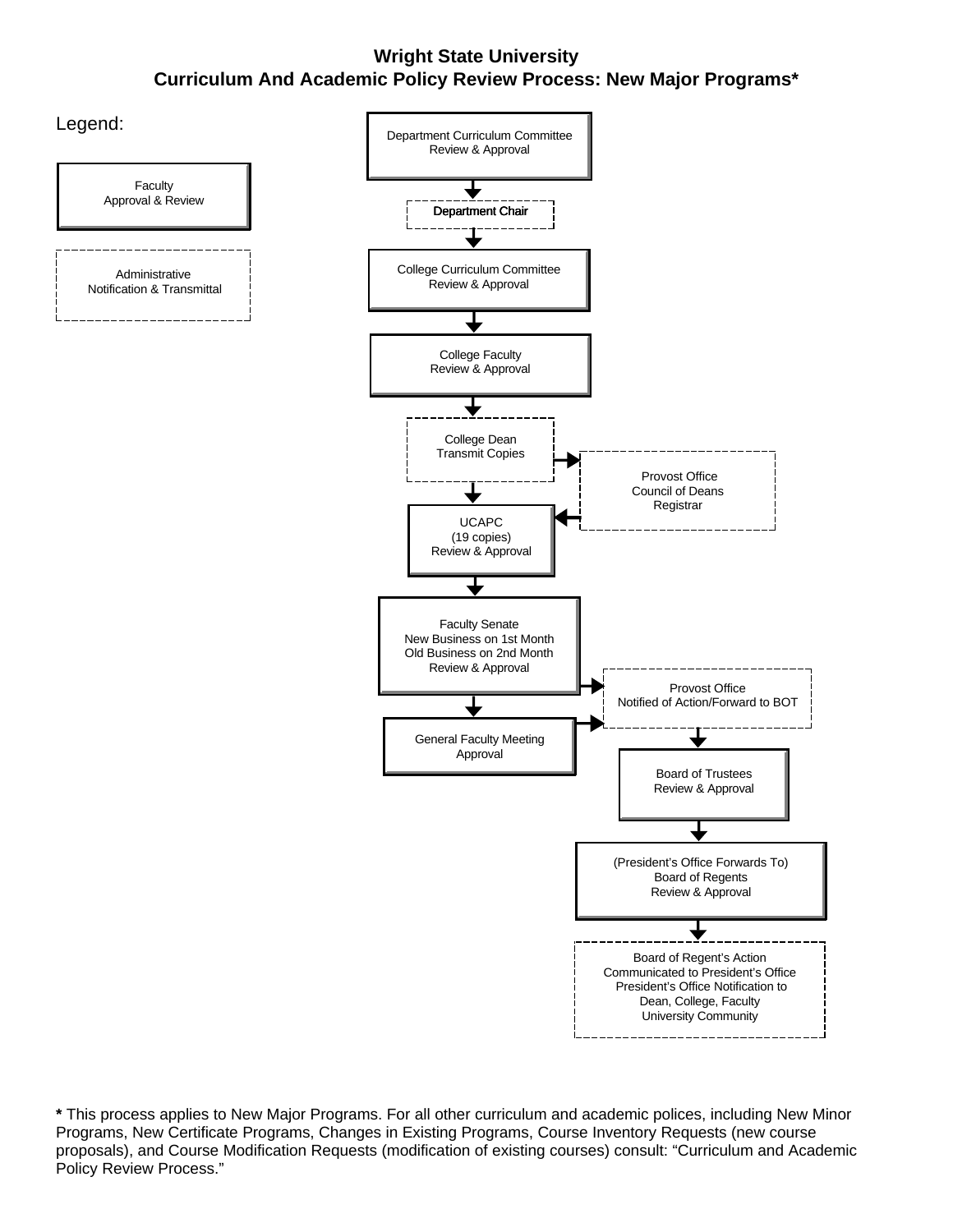# Wright State University
## Curriculum And Academic Policy Review Process: New Major Programs*

Legend:

- Faculty Approval & Review (solid box)
- Administrative Notification & Transmittal (dashed box)

Department Curriculum Committee
Review & Approval

↓

Department Chair

↓

College Curriculum Committee
Review & Approval

↓

College Faculty
Review & Approval

↓

College Dean
Transmit Copies

→ Provost Office
Council of Deans
Registrar

↓

UCAPC
(19 copies)
Review & Approval

↓

Faculty Senate
New Business on 1st Month
Old Business on 2nd Month
Review & Approval

→ Provost Office
Notified of Action/Forward to BOT

↓

General Faculty Meeting
Approval

→ Provost Office
Notified of Action/Forward to BOT

↓

Board of Trustees
Review & Approval

↓

(President's Office Forwards To)
Board of Regents
Review & Approval

↓

Board of Regent's Action
Communicated to President's Office
President's Office Notification to
Dean, College, Faculty
University Community

**\*** This process applies to New Major Programs. For all other curriculum and academic polices, including New Minor Programs, New Certificate Programs, Changes in Existing Programs, Course Inventory Requests (new course proposals), and Course Modification Requests (modification of existing courses) consult: "Curriculum and Academic Policy Review Process."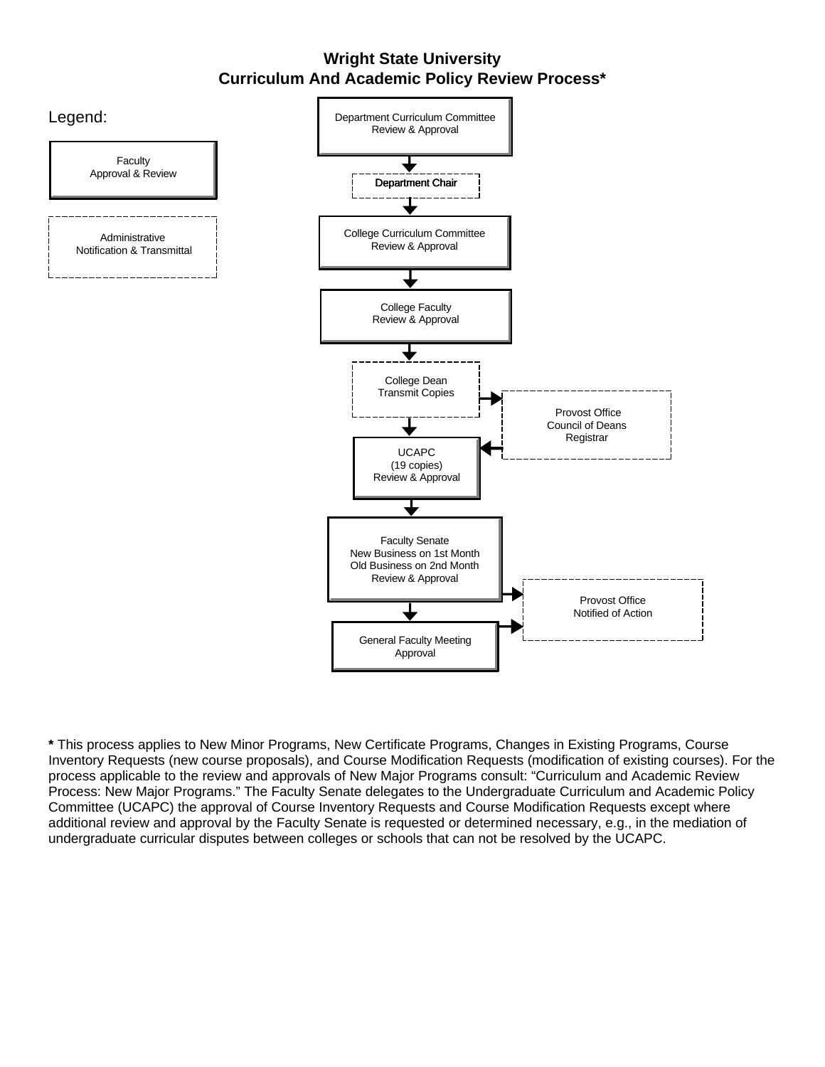# Wright State University
## Curriculum And Academic Policy Review Process*

Legend:

- Faculty Approval & Review
- Administrative Notification & Transmittal

Department Curriculum Committee Review & Approval

↓

Department Chair

↓

College Curriculum Committee Review & Approval

↓

College Faculty Review & Approval

↓

College Dean Transmit Copies → Provost Office, Council of Deans, Registrar

↓

UCAPC (19 copies) Review & Approval ← Provost Office, Council of Deans, Registrar

↓

Faculty Senate New Business on 1st Month Old Business on 2nd Month Review & Approval → Provost Office Notified of Action

↓

General Faculty Meeting Approval → Provost Office Notified of Action

**\*** This process applies to New Minor Programs, New Certificate Programs, Changes in Existing Programs, Course Inventory Requests (new course proposals), and Course Modification Requests (modification of existing courses). For the process applicable to the review and approvals of New Major Programs consult: "Curriculum and Academic Review Process: New Major Programs." The Faculty Senate delegates to the Undergraduate Curriculum and Academic Policy Committee (UCAPC) the approval of Course Inventory Requests and Course Modification Requests except where additional review and approval by the Faculty Senate is requested or determined necessary, e.g., in the mediation of undergraduate curricular disputes between colleges or schools that can not be resolved by the UCAPC.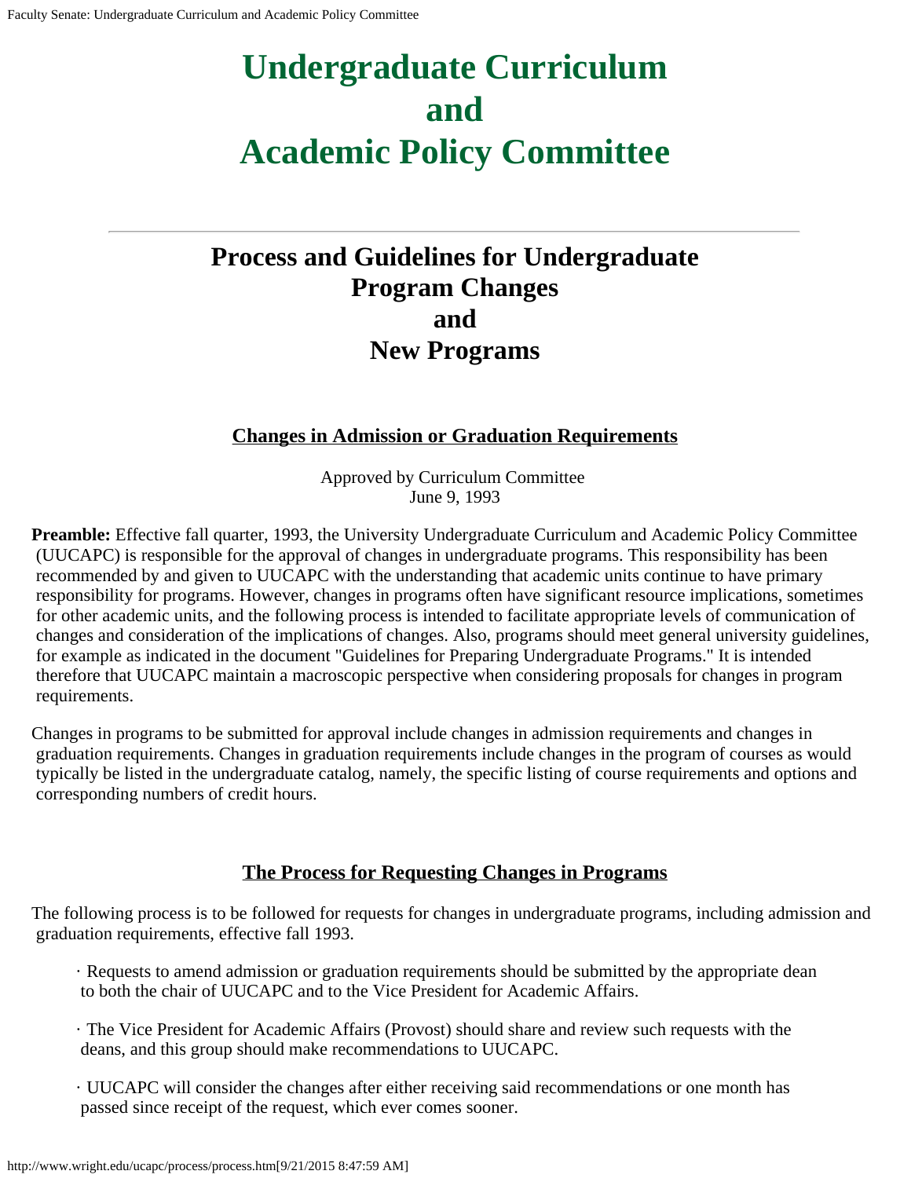# Undergraduate Curriculum and Academic Policy Committee

## Process and Guidelines for Undergraduate Program Changes and New Programs

### Changes in Admission or Graduation Requirements

Approved by Curriculum Committee
June 9, 1993

**Preamble:** Effective fall quarter, 1993, the University Undergraduate Curriculum and Academic Policy Committee (UUCAPC) is responsible for the approval of changes in undergraduate programs. This responsibility has been recommended by and given to UUCAPC with the understanding that academic units continue to have primary responsibility for programs. However, changes in programs often have significant resource implications, sometimes for other academic units, and the following process is intended to facilitate appropriate levels of communication of changes and consideration of the implications of changes. Also, programs should meet general university guidelines, for example as indicated in the document "Guidelines for Preparing Undergraduate Programs." It is intended therefore that UUCAPC maintain a macroscopic perspective when considering proposals for changes in program requirements.

Changes in programs to be submitted for approval include changes in admission requirements and changes in graduation requirements. Changes in graduation requirements include changes in the program of courses as would typically be listed in the undergraduate catalog, namely, the specific listing of course requirements and options and corresponding numbers of credit hours.

### The Process for Requesting Changes in Programs

The following process is to be followed for requests for changes in undergraduate programs, including admission and graduation requirements, effective fall 1993.

- Requests to amend admission or graduation requirements should be submitted by the appropriate dean to both the chair of UUCAPC and to the Vice President for Academic Affairs.
- The Vice President for Academic Affairs (Provost) should share and review such requests with the deans, and this group should make recommendations to UUCAPC.
- UUCAPC will consider the changes after either receiving said recommendations or one month has passed since receipt of the request, which ever comes sooner.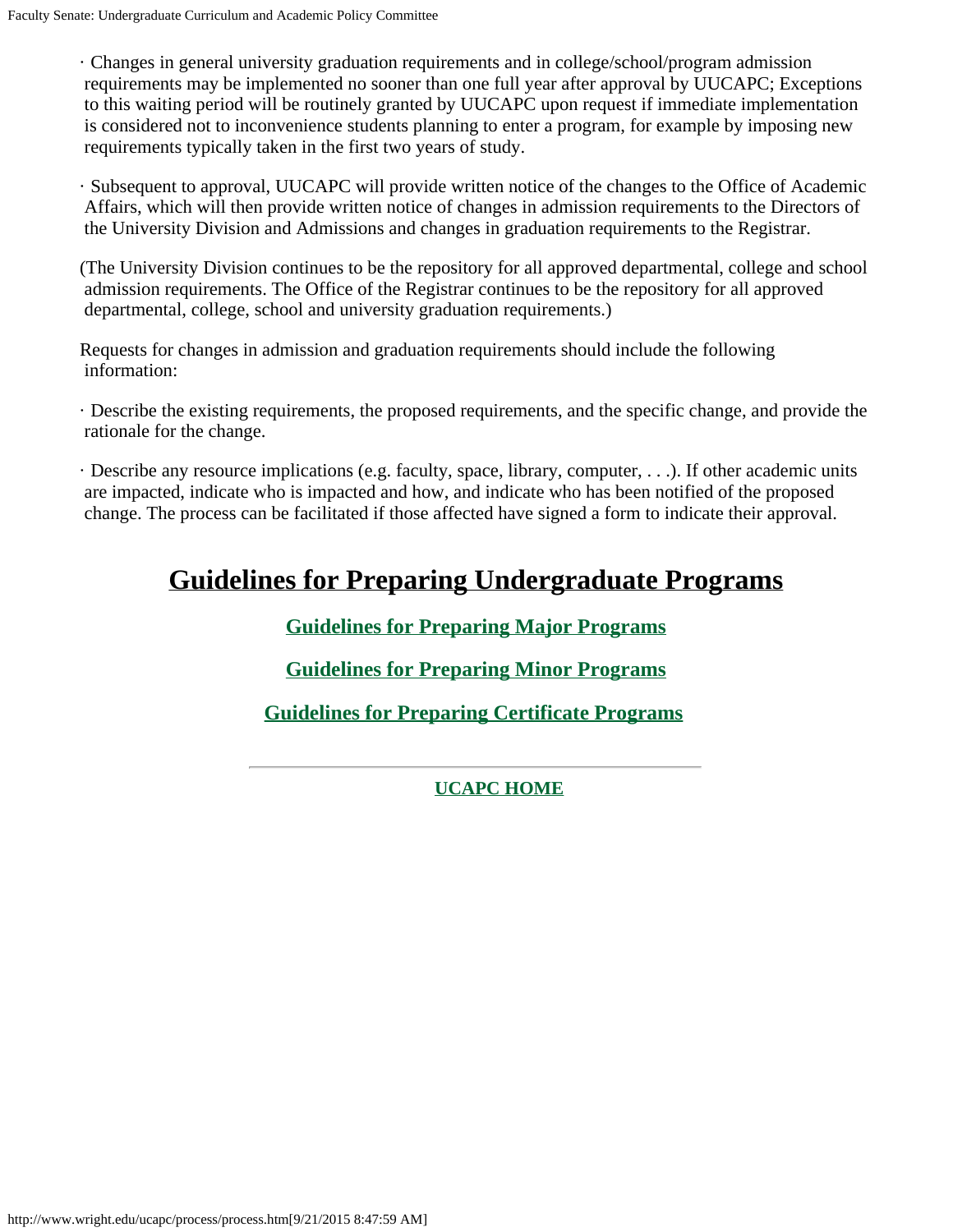· Changes in general university graduation requirements and in college/school/program admission requirements may be implemented no sooner than one full year after approval by UUCAPC; Exceptions to this waiting period will be routinely granted by UUCAPC upon request if immediate implementation is considered not to inconvenience students planning to enter a program, for example by imposing new requirements typically taken in the first two years of study.

· Subsequent to approval, UUCAPC will provide written notice of the changes to the Office of Academic Affairs, which will then provide written notice of changes in admission requirements to the Directors of the University Division and Admissions and changes in graduation requirements to the Registrar.

(The University Division continues to be the repository for all approved departmental, college and school admission requirements. The Office of the Registrar continues to be the repository for all approved departmental, college, school and university graduation requirements.)

Requests for changes in admission and graduation requirements should include the following information:

· Describe the existing requirements, the proposed requirements, and the specific change, and provide the rationale for the change.

· Describe any resource implications (e.g. faculty, space, library, computer, . . .). If other academic units are impacted, indicate who is impacted and how, and indicate who has been notified of the proposed change. The process can be facilitated if those affected have signed a form to indicate their approval.

# Guidelines for Preparing Undergraduate Programs

**Guidelines for Preparing Major Programs**

**Guidelines for Preparing Minor Programs**

**Guidelines for Preparing Certificate Programs**

---

**UCAPC HOME**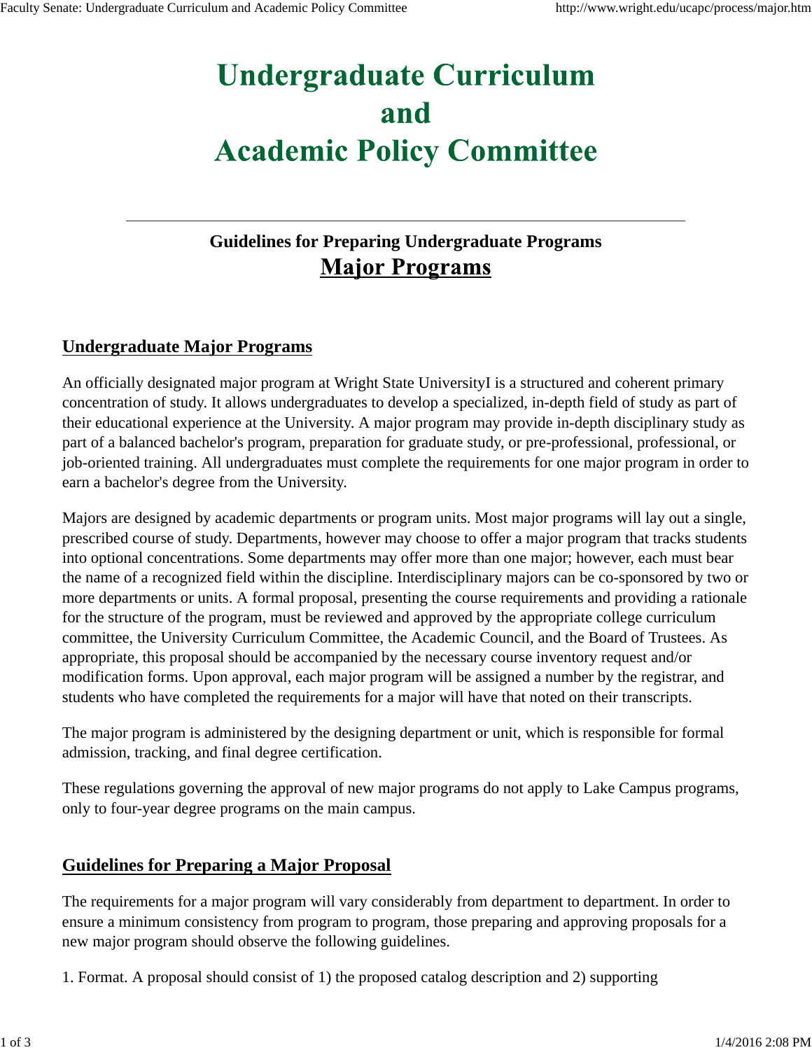# Undergraduate Curriculum and Academic Policy Committee

## Guidelines for Preparing Undergraduate Programs

## Major Programs

### Undergraduate Major Programs

An officially designated major program at Wright State UniversityI is a structured and coherent primary concentration of study. It allows undergraduates to develop a specialized, in-depth field of study as part of their educational experience at the University. A major program may provide in-depth disciplinary study as part of a balanced bachelor's program, preparation for graduate study, or pre-professional, professional, or job-oriented training. All undergraduates must complete the requirements for one major program in order to earn a bachelor's degree from the University.

Majors are designed by academic departments or program units. Most major programs will lay out a single, prescribed course of study. Departments, however may choose to offer a major program that tracks students into optional concentrations. Some departments may offer more than one major; however, each must bear the name of a recognized field within the discipline. Interdisciplinary majors can be co-sponsored by two or more departments or units. A formal proposal, presenting the course requirements and providing a rationale for the structure of the program, must be reviewed and approved by the appropriate college curriculum committee, the University Curriculum Committee, the Academic Council, and the Board of Trustees. As appropriate, this proposal should be accompanied by the necessary course inventory request and/or modification forms. Upon approval, each major program will be assigned a number by the registrar, and students who have completed the requirements for a major will have that noted on their transcripts.

The major program is administered by the designing department or unit, which is responsible for formal admission, tracking, and final degree certification.

These regulations governing the approval of new major programs do not apply to Lake Campus programs, only to four-year degree programs on the main campus.

### Guidelines for Preparing a Major Proposal

The requirements for a major program will vary considerably from department to department. In order to ensure a minimum consistency from program to program, those preparing and approving proposals for a new major program should observe the following guidelines.

1. Format. A proposal should consist of 1) the proposed catalog description and 2) supporting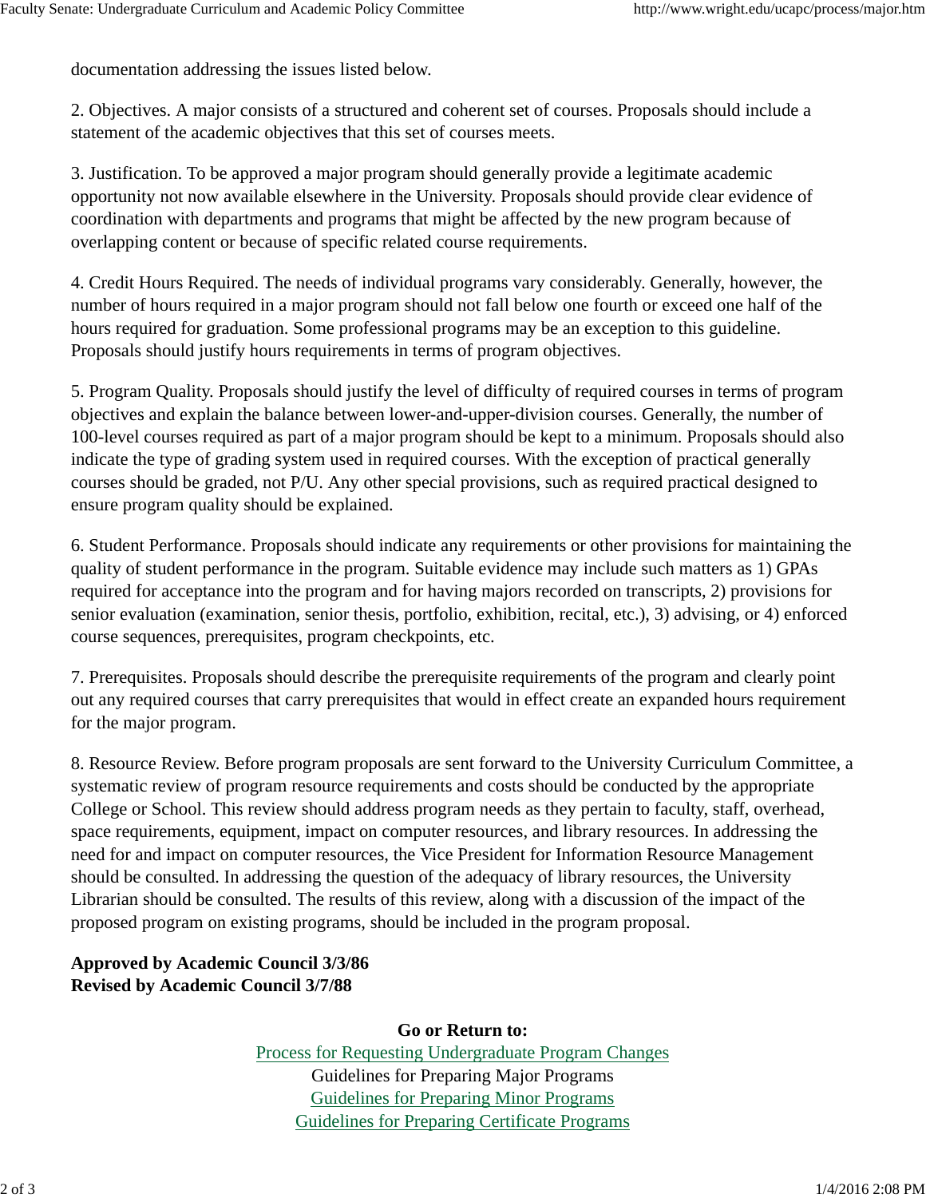documentation addressing the issues listed below.

2. Objectives. A major consists of a structured and coherent set of courses. Proposals should include a statement of the academic objectives that this set of courses meets.

3. Justification. To be approved a major program should generally provide a legitimate academic opportunity not now available elsewhere in the University. Proposals should provide clear evidence of coordination with departments and programs that might be affected by the new program because of overlapping content or because of specific related course requirements.

4. Credit Hours Required. The needs of individual programs vary considerably. Generally, however, the number of hours required in a major program should not fall below one fourth or exceed one half of the hours required for graduation. Some professional programs may be an exception to this guideline. Proposals should justify hours requirements in terms of program objectives.

5. Program Quality. Proposals should justify the level of difficulty of required courses in terms of program objectives and explain the balance between lower-and-upper-division courses. Generally, the number of 100-level courses required as part of a major program should be kept to a minimum. Proposals should also indicate the type of grading system used in required courses. With the exception of practical generally courses should be graded, not P/U. Any other special provisions, such as required practical designed to ensure program quality should be explained.

6. Student Performance. Proposals should indicate any requirements or other provisions for maintaining the quality of student performance in the program. Suitable evidence may include such matters as 1) GPAs required for acceptance into the program and for having majors recorded on transcripts, 2) provisions for senior evaluation (examination, senior thesis, portfolio, exhibition, recital, etc.), 3) advising, or 4) enforced course sequences, prerequisites, program checkpoints, etc.

7. Prerequisites. Proposals should describe the prerequisite requirements of the program and clearly point out any required courses that carry prerequisites that would in effect create an expanded hours requirement for the major program.

8. Resource Review. Before program proposals are sent forward to the University Curriculum Committee, a systematic review of program resource requirements and costs should be conducted by the appropriate College or School. This review should address program needs as they pertain to faculty, staff, overhead, space requirements, equipment, impact on computer resources, and library resources. In addressing the need for and impact on computer resources, the Vice President for Information Resource Management should be consulted. In addressing the question of the adequacy of library resources, the University Librarian should be consulted. The results of this review, along with a discussion of the impact of the proposed program on existing programs, should be included in the program proposal.

**Approved by Academic Council 3/3/86**
**Revised by Academic Council 3/7/88**

**Go or Return to:**

Process for Requesting Undergraduate Program Changes
Guidelines for Preparing Major Programs
Guidelines for Preparing Minor Programs
Guidelines for Preparing Certificate Programs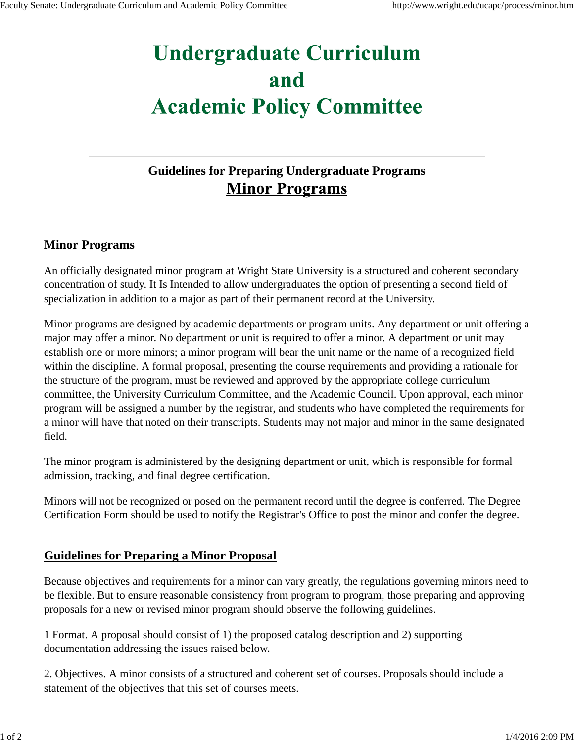# Undergraduate Curriculum and Academic Policy Committee

## Guidelines for Preparing Undergraduate Programs

## Minor Programs

### Minor Programs

An officially designated minor program at Wright State University is a structured and coherent secondary concentration of study. It Is Intended to allow undergraduates the option of presenting a second field of specialization in addition to a major as part of their permanent record at the University.

Minor programs are designed by academic departments or program units. Any department or unit offering a major may offer a minor. No department or unit is required to offer a minor. A department or unit may establish one or more minors; a minor program will bear the unit name or the name of a recognized field within the discipline. A formal proposal, presenting the course requirements and providing a rationale for the structure of the program, must be reviewed and approved by the appropriate college curriculum committee, the University Curriculum Committee, and the Academic Council. Upon approval, each minor program will be assigned a number by the registrar, and students who have completed the requirements for a minor will have that noted on their transcripts. Students may not major and minor in the same designated field.

The minor program is administered by the designing department or unit, which is responsible for formal admission, tracking, and final degree certification.

Minors will not be recognized or posed on the permanent record until the degree is conferred. The Degree Certification Form should be used to notify the Registrar's Office to post the minor and confer the degree.

### Guidelines for Preparing a Minor Proposal

Because objectives and requirements for a minor can vary greatly, the regulations governing minors need to be flexible. But to ensure reasonable consistency from program to program, those preparing and approving proposals for a new or revised minor program should observe the following guidelines.

1 Format. A proposal should consist of 1) the proposed catalog description and 2) supporting documentation addressing the issues raised below.

2. Objectives. A minor consists of a structured and coherent set of courses. Proposals should include a statement of the objectives that this set of courses meets.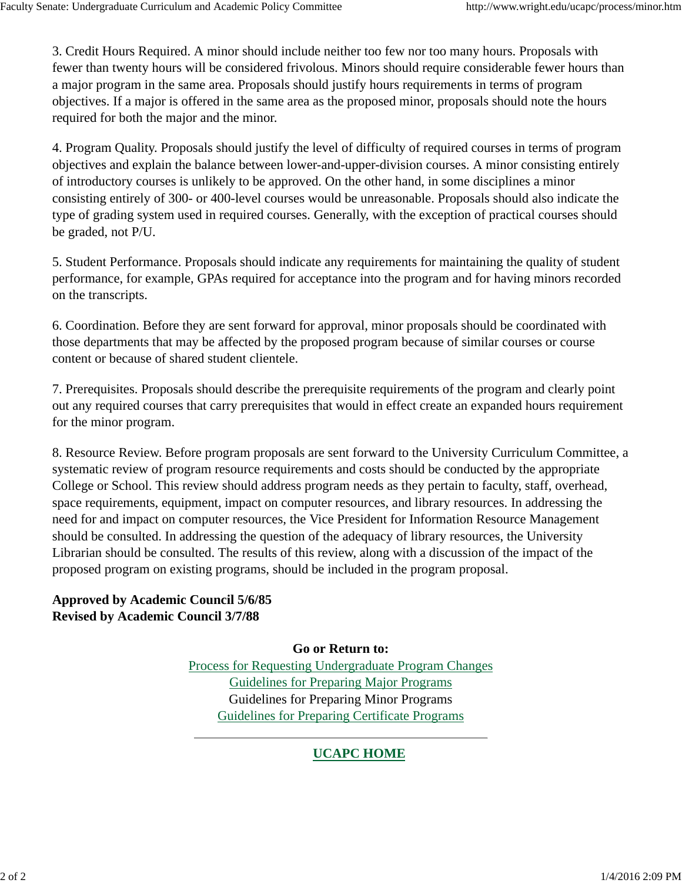3. Credit Hours Required. A minor should include neither too few nor too many hours. Proposals with fewer than twenty hours will be considered frivolous. Minors should require considerable fewer hours than a major program in the same area. Proposals should justify hours requirements in terms of program objectives. If a major is offered in the same area as the proposed minor, proposals should note the hours required for both the major and the minor.

4. Program Quality. Proposals should justify the level of difficulty of required courses in terms of program objectives and explain the balance between lower-and-upper-division courses. A minor consisting entirely of introductory courses is unlikely to be approved. On the other hand, in some disciplines a minor consisting entirely of 300- or 400-level courses would be unreasonable. Proposals should also indicate the type of grading system used in required courses. Generally, with the exception of practical courses should be graded, not P/U.

5. Student Performance. Proposals should indicate any requirements for maintaining the quality of student performance, for example, GPAs required for acceptance into the program and for having minors recorded on the transcripts.

6. Coordination. Before they are sent forward for approval, minor proposals should be coordinated with those departments that may be affected by the proposed program because of similar courses or course content or because of shared student clientele.

7. Prerequisites. Proposals should describe the prerequisite requirements of the program and clearly point out any required courses that carry prerequisites that would in effect create an expanded hours requirement for the minor program.

8. Resource Review. Before program proposals are sent forward to the University Curriculum Committee, a systematic review of program resource requirements and costs should be conducted by the appropriate College or School. This review should address program needs as they pertain to faculty, staff, overhead, space requirements, equipment, impact on computer resources, and library resources. In addressing the need for and impact on computer resources, the Vice President for Information Resource Management should be consulted. In addressing the question of the adequacy of library resources, the University Librarian should be consulted. The results of this review, along with a discussion of the impact of the proposed program on existing programs, should be included in the program proposal.

**Approved by Academic Council 5/6/85**
**Revised by Academic Council 3/7/88**

**Go or Return to:**

Process for Requesting Undergraduate Program Changes
Guidelines for Preparing Major Programs
Guidelines for Preparing Minor Programs
Guidelines for Preparing Certificate Programs

---

**UCAPC HOME**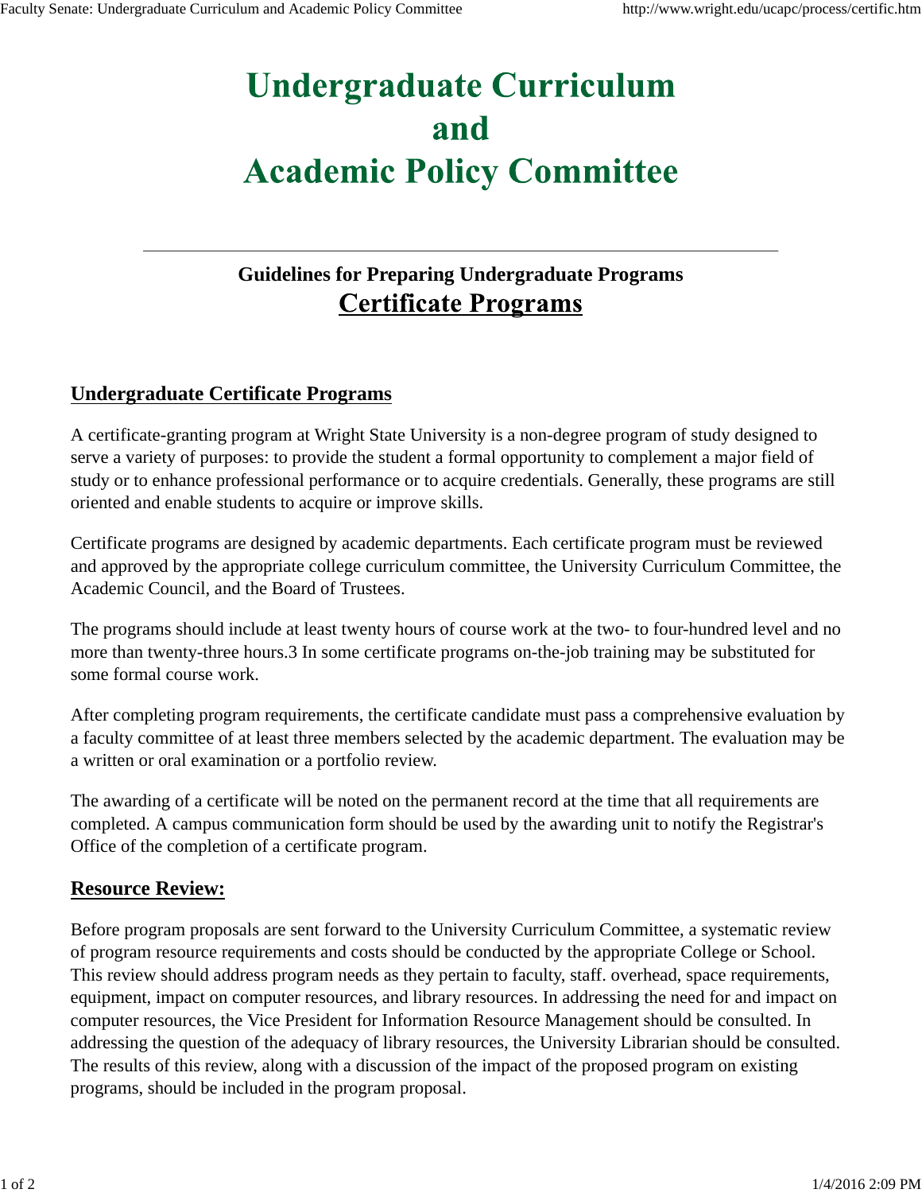# Undergraduate Curriculum and Academic Policy Committee

## Guidelines for Preparing Undergraduate Programs

## Certificate Programs

### Undergraduate Certificate Programs

A certificate-granting program at Wright State University is a non-degree program of study designed to serve a variety of purposes: to provide the student a formal opportunity to complement a major field of study or to enhance professional performance or to acquire credentials. Generally, these programs are still oriented and enable students to acquire or improve skills.

Certificate programs are designed by academic departments. Each certificate program must be reviewed and approved by the appropriate college curriculum committee, the University Curriculum Committee, the Academic Council, and the Board of Trustees.

The programs should include at least twenty hours of course work at the two- to four-hundred level and no more than twenty-three hours.3 In some certificate programs on-the-job training may be substituted for some formal course work.

After completing program requirements, the certificate candidate must pass a comprehensive evaluation by a faculty committee of at least three members selected by the academic department. The evaluation may be a written or oral examination or a portfolio review.

The awarding of a certificate will be noted on the permanent record at the time that all requirements are completed. A campus communication form should be used by the awarding unit to notify the Registrar's Office of the completion of a certificate program.

### Resource Review:

Before program proposals are sent forward to the University Curriculum Committee, a systematic review of program resource requirements and costs should be conducted by the appropriate College or School. This review should address program needs as they pertain to faculty, staff. overhead, space requirements, equipment, impact on computer resources, and library resources. In addressing the need for and impact on computer resources, the Vice President for Information Resource Management should be consulted. In addressing the question of the adequacy of library resources, the University Librarian should be consulted. The results of this review, along with a discussion of the impact of the proposed program on existing programs, should be included in the program proposal.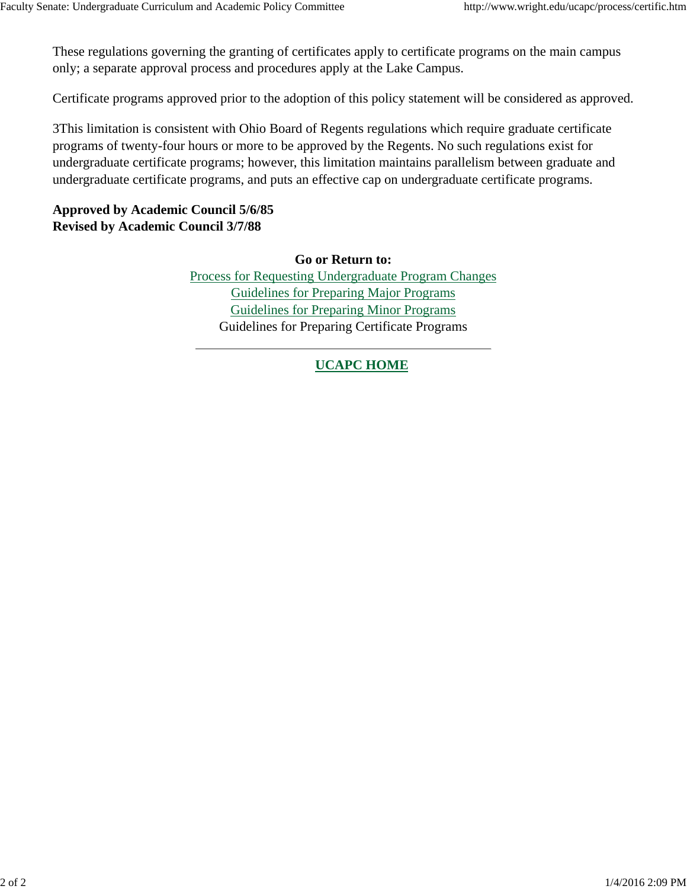These regulations governing the granting of certificates apply to certificate programs on the main campus only; a separate approval process and procedures apply at the Lake Campus.

Certificate programs approved prior to the adoption of this policy statement will be considered as approved.

3This limitation is consistent with Ohio Board of Regents regulations which require graduate certificate programs of twenty-four hours or more to be approved by the Regents. No such regulations exist for undergraduate certificate programs; however, this limitation maintains parallelism between graduate and undergraduate certificate programs, and puts an effective cap on undergraduate certificate programs.

**Approved by Academic Council 5/6/85**
**Revised by Academic Council 3/7/88**

**Go or Return to:**

Process for Requesting Undergraduate Program Changes
Guidelines for Preparing Major Programs
Guidelines for Preparing Minor Programs
Guidelines for Preparing Certificate Programs

---

**UCAPC HOME**